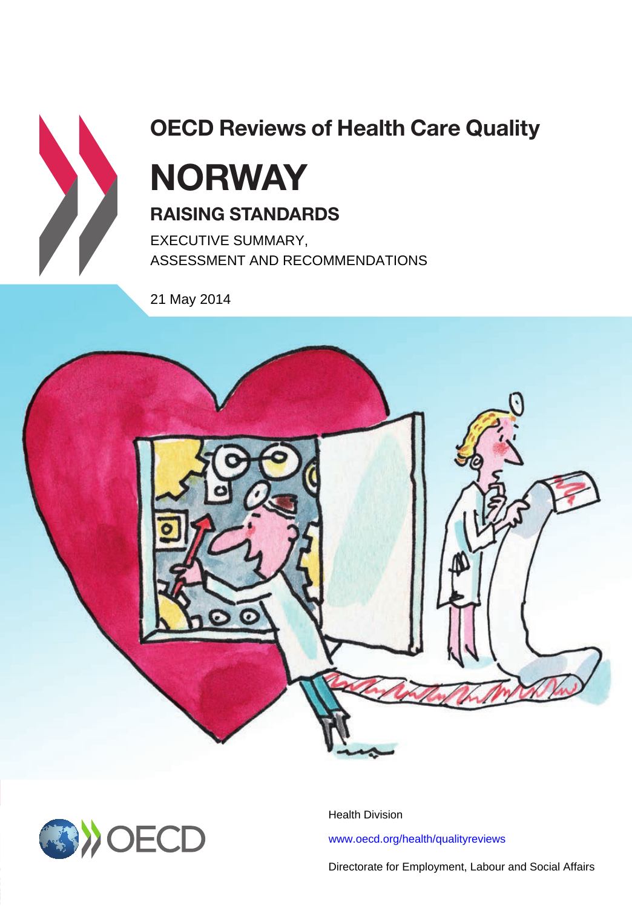# OECD Reviews of Health Care Quality

# NORWAY

## RAISING STANDARDS

EXECUTIVE SUMMARY,
ASSESSMENT AND RECOMMENDATIONS

21 May 2014

Health Division

www.oecd.org/health/qualityreviews

Directorate for Employment, Labour and Social Affairs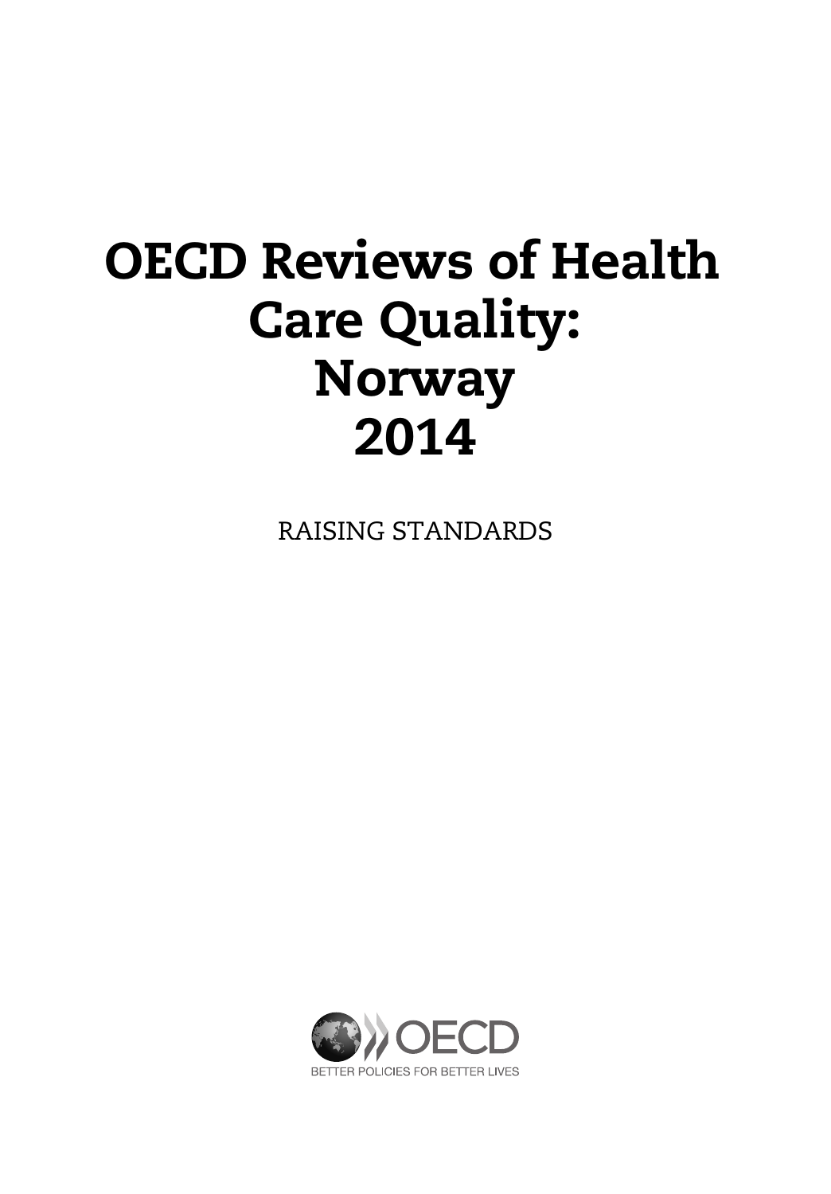# OECD Reviews of Health Care Quality: Norway 2014

RAISING STANDARDS

OECD

BETTER POLICIES FOR BETTER LIVES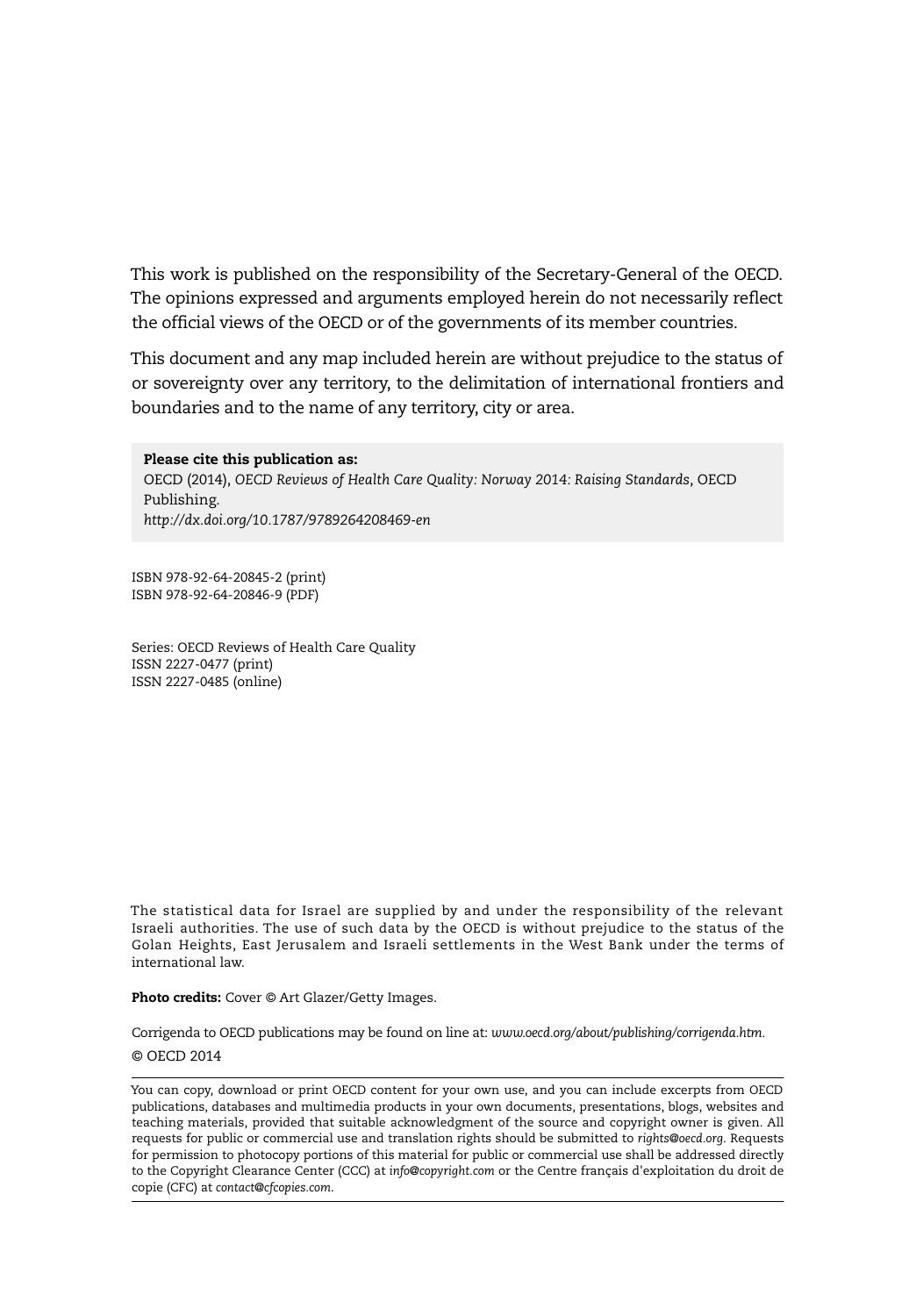This work is published on the responsibility of the Secretary-General of the OECD. The opinions expressed and arguments employed herein do not necessarily reflect the official views of the OECD or of the governments of its member countries.

This document and any map included herein are without prejudice to the status of or sovereignty over any territory, to the delimitation of international frontiers and boundaries and to the name of any territory, city or area.

**Please cite this publication as:**
OECD (2014), *OECD Reviews of Health Care Quality: Norway 2014: Raising Standards*, OECD Publishing.
*http://dx.doi.org/10.1787/9789264208469-en*

ISBN 978-92-64-20845-2 (print)
ISBN 978-92-64-20846-9 (PDF)

Series: OECD Reviews of Health Care Quality
ISSN 2227-0477 (print)
ISSN 2227-0485 (online)

The statistical data for Israel are supplied by and under the responsibility of the relevant Israeli authorities. The use of such data by the OECD is without prejudice to the status of the Golan Heights, East Jerusalem and Israeli settlements in the West Bank under the terms of international law.

**Photo credits:** Cover © Art Glazer/Getty Images.

Corrigenda to OECD publications may be found on line at: *www.oecd.org/about/publishing/corrigenda.htm*.

© OECD 2014

You can copy, download or print OECD content for your own use, and you can include excerpts from OECD publications, databases and multimedia products in your own documents, presentations, blogs, websites and teaching materials, provided that suitable acknowledgment of the source and copyright owner is given. All requests for public or commercial use and translation rights should be submitted to *rights@oecd.org*. Requests for permission to photocopy portions of this material for public or commercial use shall be addressed directly to the Copyright Clearance Center (CCC) at *info@copyright.com* or the Centre français d'exploitation du droit de copie (CFC) at *contact@cfcopies.com*.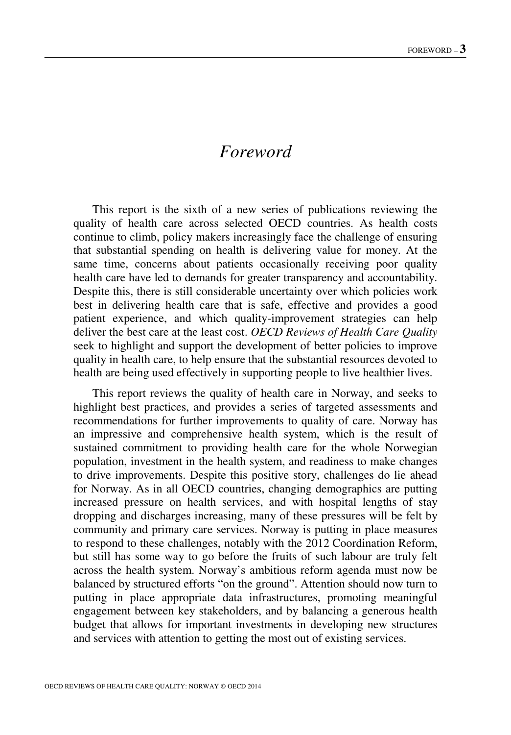# *Foreword*

This report is the sixth of a new series of publications reviewing the quality of health care across selected OECD countries. As health costs continue to climb, policy makers increasingly face the challenge of ensuring that substantial spending on health is delivering value for money. At the same time, concerns about patients occasionally receiving poor quality health care have led to demands for greater transparency and accountability. Despite this, there is still considerable uncertainty over which policies work best in delivering health care that is safe, effective and provides a good patient experience, and which quality-improvement strategies can help deliver the best care at the least cost. *OECD Reviews of Health Care Quality* seek to highlight and support the development of better policies to improve quality in health care, to help ensure that the substantial resources devoted to health are being used effectively in supporting people to live healthier lives.

This report reviews the quality of health care in Norway, and seeks to highlight best practices, and provides a series of targeted assessments and recommendations for further improvements to quality of care. Norway has an impressive and comprehensive health system, which is the result of sustained commitment to providing health care for the whole Norwegian population, investment in the health system, and readiness to make changes to drive improvements. Despite this positive story, challenges do lie ahead for Norway. As in all OECD countries, changing demographics are putting increased pressure on health services, and with hospital lengths of stay dropping and discharges increasing, many of these pressures will be felt by community and primary care services. Norway is putting in place measures to respond to these challenges, notably with the 2012 Coordination Reform, but still has some way to go before the fruits of such labour are truly felt across the health system. Norway's ambitious reform agenda must now be balanced by structured efforts "on the ground". Attention should now turn to putting in place appropriate data infrastructures, promoting meaningful engagement between key stakeholders, and by balancing a generous health budget that allows for important investments in developing new structures and services with attention to getting the most out of existing services.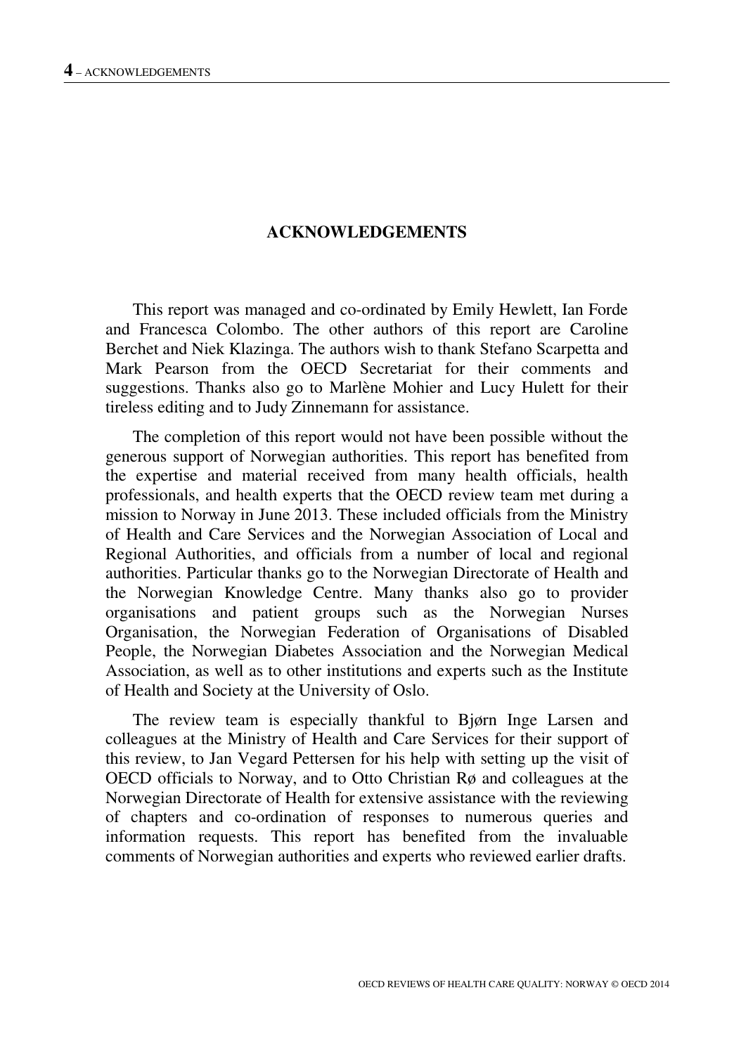# ACKNOWLEDGEMENTS

This report was managed and co-ordinated by Emily Hewlett, Ian Forde and Francesca Colombo. The other authors of this report are Caroline Berchet and Niek Klazinga. The authors wish to thank Stefano Scarpetta and Mark Pearson from the OECD Secretariat for their comments and suggestions. Thanks also go to Marlène Mohier and Lucy Hulett for their tireless editing and to Judy Zinnemann for assistance.

The completion of this report would not have been possible without the generous support of Norwegian authorities. This report has benefited from the expertise and material received from many health officials, health professionals, and health experts that the OECD review team met during a mission to Norway in June 2013. These included officials from the Ministry of Health and Care Services and the Norwegian Association of Local and Regional Authorities, and officials from a number of local and regional authorities. Particular thanks go to the Norwegian Directorate of Health and the Norwegian Knowledge Centre. Many thanks also go to provider organisations and patient groups such as the Norwegian Nurses Organisation, the Norwegian Federation of Organisations of Disabled People, the Norwegian Diabetes Association and the Norwegian Medical Association, as well as to other institutions and experts such as the Institute of Health and Society at the University of Oslo.

The review team is especially thankful to Bjørn Inge Larsen and colleagues at the Ministry of Health and Care Services for their support of this review, to Jan Vegard Pettersen for his help with setting up the visit of OECD officials to Norway, and to Otto Christian Rø and colleagues at the Norwegian Directorate of Health for extensive assistance with the reviewing of chapters and co-ordination of responses to numerous queries and information requests. This report has benefited from the invaluable comments of Norwegian authorities and experts who reviewed earlier drafts.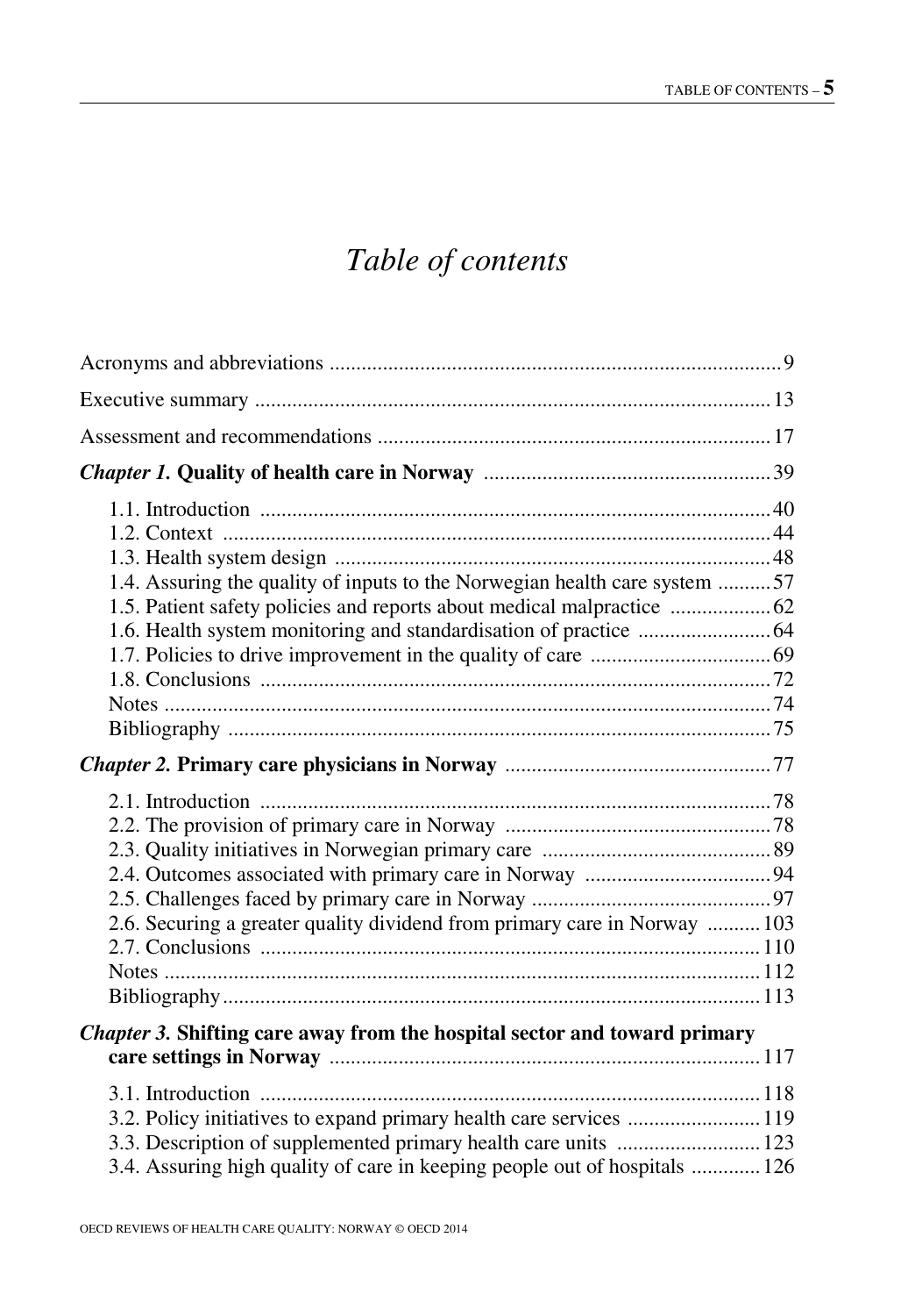# *Table of contents*

Acronyms and abbreviations .......... 9

Executive summary .......... 13

Assessment and recommendations .......... 17

***Chapter 1.*** **Quality of health care in Norway** .......... 39

- 1.1. Introduction .......... 40
- 1.2. Context .......... 44
- 1.3. Health system design .......... 48
- 1.4. Assuring the quality of inputs to the Norwegian health care system .......... 57
- 1.5. Patient safety policies and reports about medical malpractice .......... 62
- 1.6. Health system monitoring and standardisation of practice .......... 64
- 1.7. Policies to drive improvement in the quality of care .......... 69
- 1.8. Conclusions .......... 72
- Notes .......... 74
- Bibliography .......... 75

***Chapter 2.*** **Primary care physicians in Norway** .......... 77

- 2.1. Introduction .......... 78
- 2.2. The provision of primary care in Norway .......... 78
- 2.3. Quality initiatives in Norwegian primary care .......... 89
- 2.4. Outcomes associated with primary care in Norway .......... 94
- 2.5. Challenges faced by primary care in Norway .......... 97
- 2.6. Securing a greater quality dividend from primary care in Norway .......... 103
- 2.7. Conclusions .......... 110
- Notes .......... 112
- Bibliography .......... 113

***Chapter 3.*** **Shifting care away from the hospital sector and toward primary care settings in Norway** .......... 117

- 3.1. Introduction .......... 118
- 3.2. Policy initiatives to expand primary health care services .......... 119
- 3.3. Description of supplemented primary health care units .......... 123
- 3.4. Assuring high quality of care in keeping people out of hospitals .......... 126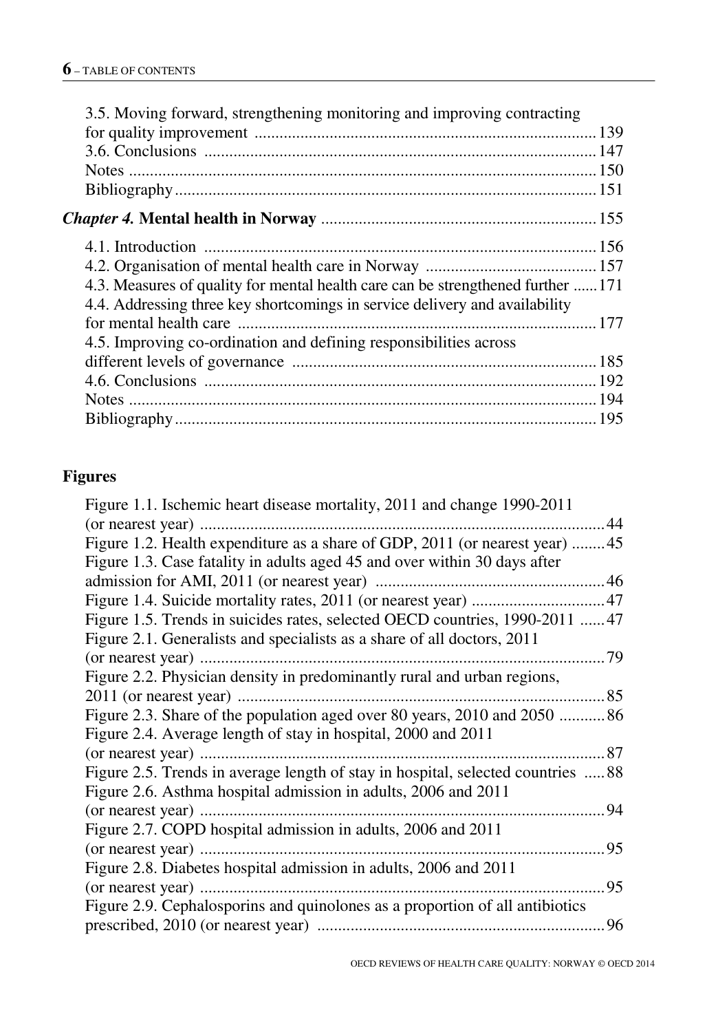3.5. Moving forward, strengthening monitoring and improving contracting for quality improvement ..... 139
3.6. Conclusions ..... 147
Notes ..... 150
Bibliography ..... 151

*Chapter 4.* **Mental health in Norway** ..... 155

4.1. Introduction ..... 156
4.2. Organisation of mental health care in Norway ..... 157
4.3. Measures of quality for mental health care can be strengthened further ..... 171
4.4. Addressing three key shortcomings in service delivery and availability for mental health care ..... 177
4.5. Improving co-ordination and defining responsibilities across different levels of governance ..... 185
4.6. Conclusions ..... 192
Notes ..... 194
Bibliography ..... 195

## Figures

Figure 1.1. Ischemic heart disease mortality, 2011 and change 1990-2011 (or nearest year) ..... 44
Figure 1.2. Health expenditure as a share of GDP, 2011 (or nearest year) ..... 45
Figure 1.3. Case fatality in adults aged 45 and over within 30 days after admission for AMI, 2011 (or nearest year) ..... 46
Figure 1.4. Suicide mortality rates, 2011 (or nearest year) ..... 47
Figure 1.5. Trends in suicides rates, selected OECD countries, 1990-2011 ..... 47
Figure 2.1. Generalists and specialists as a share of all doctors, 2011 (or nearest year) ..... 79
Figure 2.2. Physician density in predominantly rural and urban regions, 2011 (or nearest year) ..... 85
Figure 2.3. Share of the population aged over 80 years, 2010 and 2050 ..... 86
Figure 2.4. Average length of stay in hospital, 2000 and 2011 (or nearest year) ..... 87
Figure 2.5. Trends in average length of stay in hospital, selected countries ..... 88
Figure 2.6. Asthma hospital admission in adults, 2006 and 2011 (or nearest year) ..... 94
Figure 2.7. COPD hospital admission in adults, 2006 and 2011 (or nearest year) ..... 95
Figure 2.8. Diabetes hospital admission in adults, 2006 and 2011 (or nearest year) ..... 95
Figure 2.9. Cephalosporins and quinolones as a proportion of all antibiotics prescribed, 2010 (or nearest year) ..... 96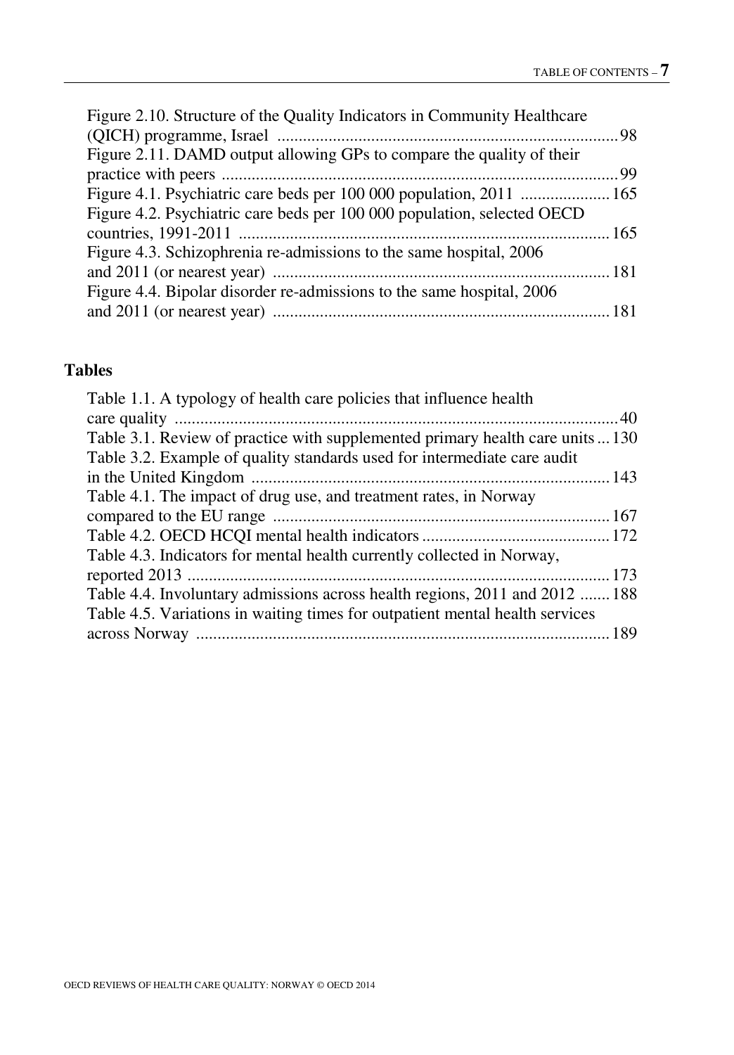Figure 2.10. Structure of the Quality Indicators in Community Healthcare (QICH) programme, Israel ........ 98
Figure 2.11. DAMD output allowing GPs to compare the quality of their practice with peers ........ 99
Figure 4.1. Psychiatric care beds per 100 000 population, 2011 ........ 165
Figure 4.2. Psychiatric care beds per 100 000 population, selected OECD countries, 1991-2011 ........ 165
Figure 4.3. Schizophrenia re-admissions to the same hospital, 2006 and 2011 (or nearest year) ........ 181
Figure 4.4. Bipolar disorder re-admissions to the same hospital, 2006 and 2011 (or nearest year) ........ 181

## Tables

Table 1.1. A typology of health care policies that influence health care quality ........ 40
Table 3.1. Review of practice with supplemented primary health care units ... 130
Table 3.2. Example of quality standards used for intermediate care audit in the United Kingdom ........ 143
Table 4.1. The impact of drug use, and treatment rates, in Norway compared to the EU range ........ 167
Table 4.2. OECD HCQI mental health indicators ........ 172
Table 4.3. Indicators for mental health currently collected in Norway, reported 2013 ........ 173
Table 4.4. Involuntary admissions across health regions, 2011 and 2012 ....... 188
Table 4.5. Variations in waiting times for outpatient mental health services across Norway ........ 189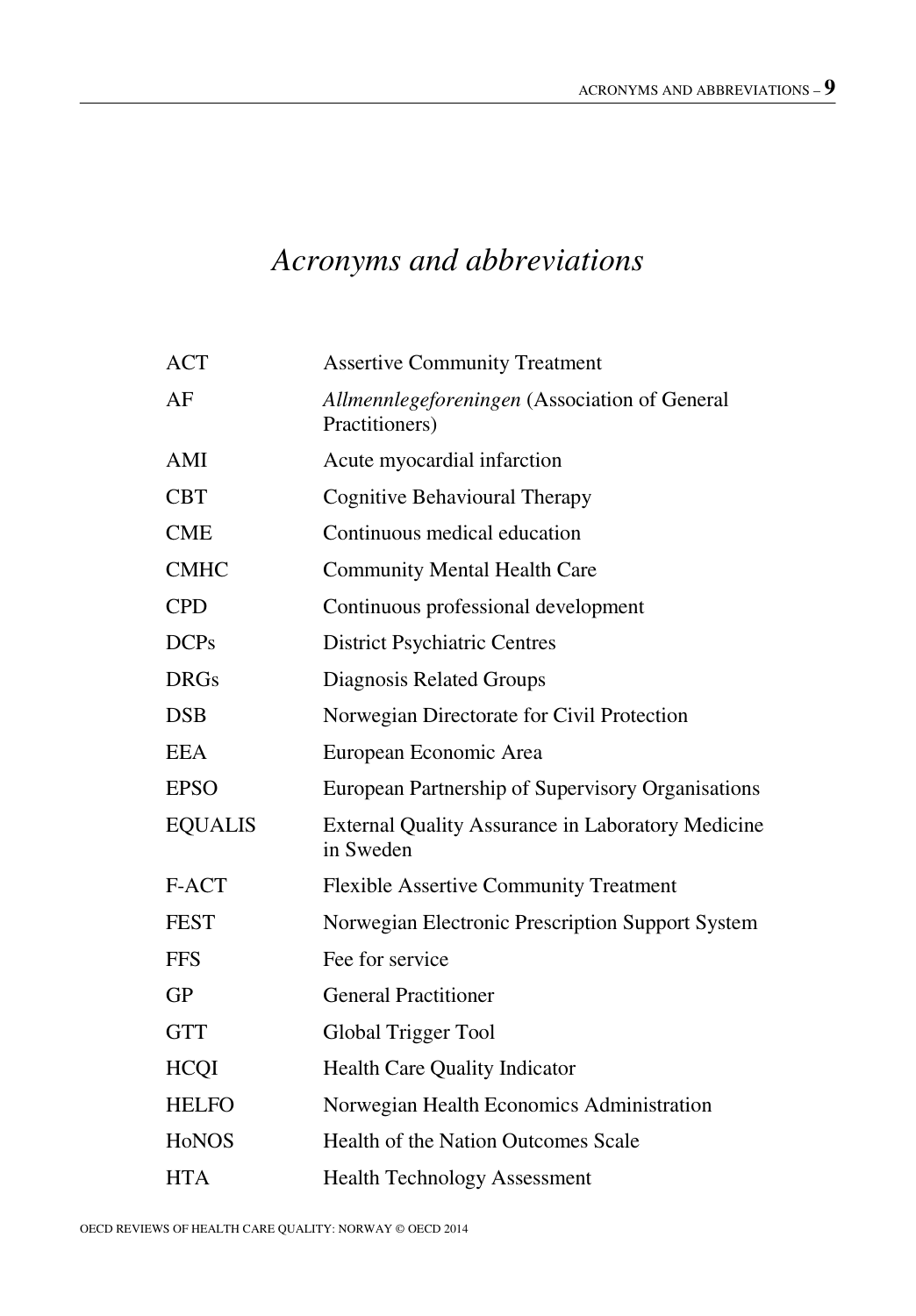# *Acronyms and abbreviations*

| | |
|---|---|
| ACT | Assertive Community Treatment |
| AF | *Allmennlegeforeningen* (Association of General Practitioners) |
| AMI | Acute myocardial infarction |
| CBT | Cognitive Behavioural Therapy |
| CME | Continuous medical education |
| CMHC | Community Mental Health Care |
| CPD | Continuous professional development |
| DCPs | District Psychiatric Centres |
| DRGs | Diagnosis Related Groups |
| DSB | Norwegian Directorate for Civil Protection |
| EEA | European Economic Area |
| EPSO | European Partnership of Supervisory Organisations |
| EQUALIS | External Quality Assurance in Laboratory Medicine in Sweden |
| F-ACT | Flexible Assertive Community Treatment |
| FEST | Norwegian Electronic Prescription Support System |
| FFS | Fee for service |
| GP | General Practitioner |
| GTT | Global Trigger Tool |
| HCQI | Health Care Quality Indicator |
| HELFO | Norwegian Health Economics Administration |
| HoNOS | Health of the Nation Outcomes Scale |
| HTA | Health Technology Assessment |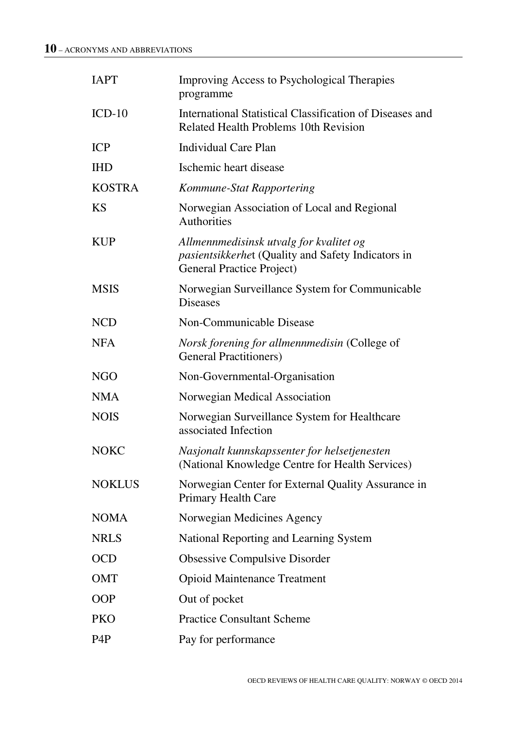| | |
|---|---|
| IAPT | Improving Access to Psychological Therapies programme |
| ICD-10 | International Statistical Classification of Diseases and Related Health Problems 10th Revision |
| ICP | Individual Care Plan |
| IHD | Ischemic heart disease |
| KOSTRA | *Kommune-Stat Rapportering* |
| KS | Norwegian Association of Local and Regional Authorities |
| KUP | *Allmennmedisinsk utvalg for kvalitet og pasientsikkerhe*t (Quality and Safety Indicators in General Practice Project) |
| MSIS | Norwegian Surveillance System for Communicable Diseases |
| NCD | Non-Communicable Disease |
| NFA | *Norsk forening for allmennmedisin* (College of General Practitioners) |
| NGO | Non-Governmental-Organisation |
| NMA | Norwegian Medical Association |
| NOIS | Norwegian Surveillance System for Healthcare associated Infection |
| NOKC | *Nasjonalt kunnskapssenter for helsetjenesten* (National Knowledge Centre for Health Services) |
| NOKLUS | Norwegian Center for External Quality Assurance in Primary Health Care |
| NOMA | Norwegian Medicines Agency |
| NRLS | National Reporting and Learning System |
| OCD | Obsessive Compulsive Disorder |
| OMT | Opioid Maintenance Treatment |
| OOP | Out of pocket |
| PKO | Practice Consultant Scheme |
| P4P | Pay for performance |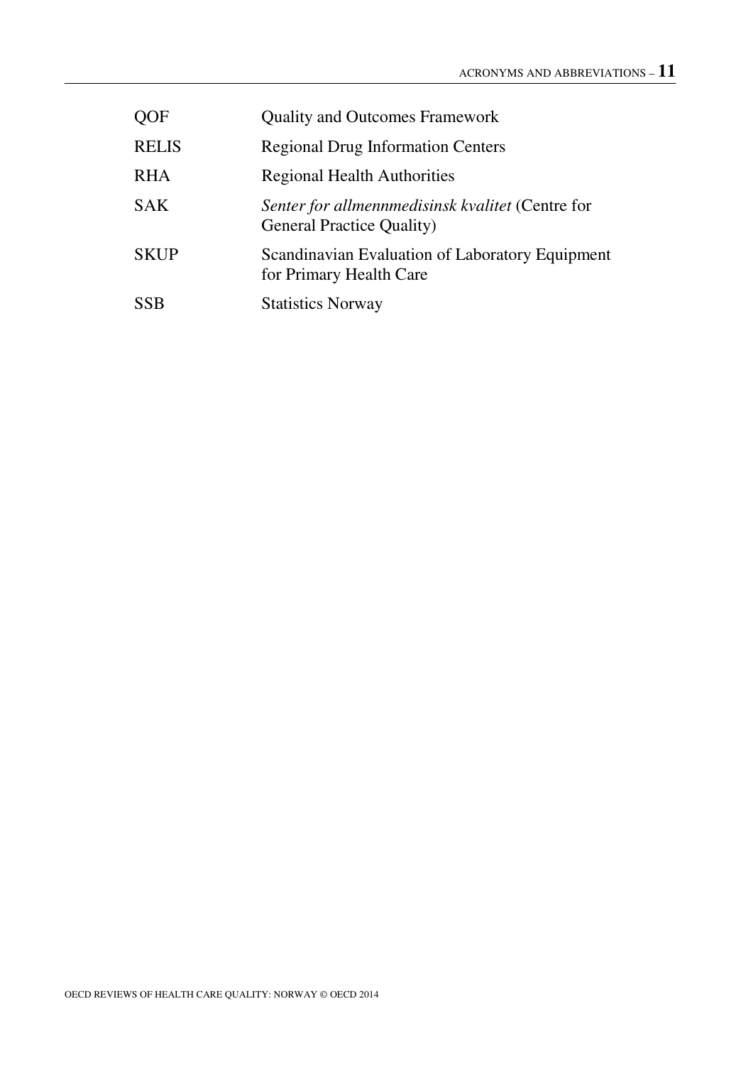| | |
|---|---|
| QOF | Quality and Outcomes Framework |
| RELIS | Regional Drug Information Centers |
| RHA | Regional Health Authorities |
| SAK | *Senter for allmennmedisinsk kvalitet* (Centre for General Practice Quality) |
| SKUP | Scandinavian Evaluation of Laboratory Equipment for Primary Health Care |
| SSB | Statistics Norway |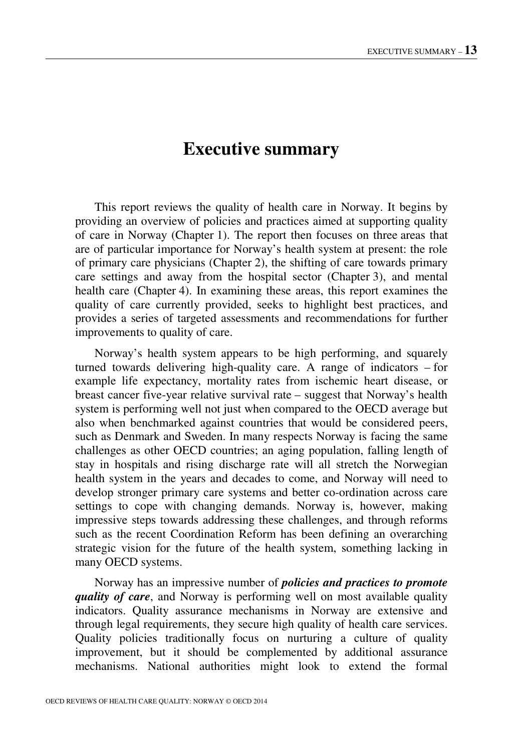# Executive summary

This report reviews the quality of health care in Norway. It begins by providing an overview of policies and practices aimed at supporting quality of care in Norway (Chapter 1). The report then focuses on three areas that are of particular importance for Norway's health system at present: the role of primary care physicians (Chapter 2), the shifting of care towards primary care settings and away from the hospital sector (Chapter 3), and mental health care (Chapter 4). In examining these areas, this report examines the quality of care currently provided, seeks to highlight best practices, and provides a series of targeted assessments and recommendations for further improvements to quality of care.

Norway's health system appears to be high performing, and squarely turned towards delivering high-quality care. A range of indicators – for example life expectancy, mortality rates from ischemic heart disease, or breast cancer five-year relative survival rate – suggest that Norway's health system is performing well not just when compared to the OECD average but also when benchmarked against countries that would be considered peers, such as Denmark and Sweden. In many respects Norway is facing the same challenges as other OECD countries; an aging population, falling length of stay in hospitals and rising discharge rate will all stretch the Norwegian health system in the years and decades to come, and Norway will need to develop stronger primary care systems and better co-ordination across care settings to cope with changing demands. Norway is, however, making impressive steps towards addressing these challenges, and through reforms such as the recent Coordination Reform has been defining an overarching strategic vision for the future of the health system, something lacking in many OECD systems.

Norway has an impressive number of ***policies and practices to promote quality of care***, and Norway is performing well on most available quality indicators. Quality assurance mechanisms in Norway are extensive and through legal requirements, they secure high quality of health care services. Quality policies traditionally focus on nurturing a culture of quality improvement, but it should be complemented by additional assurance mechanisms. National authorities might look to extend the formal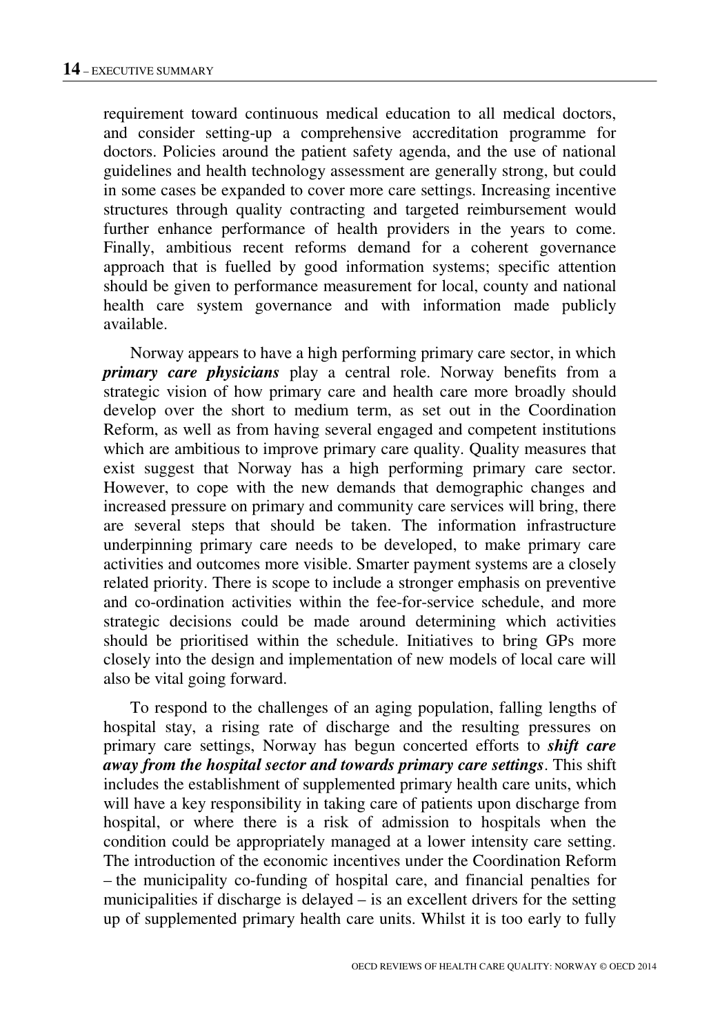requirement toward continuous medical education to all medical doctors, and consider setting-up a comprehensive accreditation programme for doctors. Policies around the patient safety agenda, and the use of national guidelines and health technology assessment are generally strong, but could in some cases be expanded to cover more care settings. Increasing incentive structures through quality contracting and targeted reimbursement would further enhance performance of health providers in the years to come. Finally, ambitious recent reforms demand for a coherent governance approach that is fuelled by good information systems; specific attention should be given to performance measurement for local, county and national health care system governance and with information made publicly available.

Norway appears to have a high performing primary care sector, in which ***primary care physicians*** play a central role. Norway benefits from a strategic vision of how primary care and health care more broadly should develop over the short to medium term, as set out in the Coordination Reform, as well as from having several engaged and competent institutions which are ambitious to improve primary care quality. Quality measures that exist suggest that Norway has a high performing primary care sector. However, to cope with the new demands that demographic changes and increased pressure on primary and community care services will bring, there are several steps that should be taken. The information infrastructure underpinning primary care needs to be developed, to make primary care activities and outcomes more visible. Smarter payment systems are a closely related priority. There is scope to include a stronger emphasis on preventive and co-ordination activities within the fee-for-service schedule, and more strategic decisions could be made around determining which activities should be prioritised within the schedule. Initiatives to bring GPs more closely into the design and implementation of new models of local care will also be vital going forward.

To respond to the challenges of an aging population, falling lengths of hospital stay, a rising rate of discharge and the resulting pressures on primary care settings, Norway has begun concerted efforts to ***shift care away from the hospital sector and towards primary care settings***. This shift includes the establishment of supplemented primary health care units, which will have a key responsibility in taking care of patients upon discharge from hospital, or where there is a risk of admission to hospitals when the condition could be appropriately managed at a lower intensity care setting. The introduction of the economic incentives under the Coordination Reform – the municipality co-funding of hospital care, and financial penalties for municipalities if discharge is delayed – is an excellent drivers for the setting up of supplemented primary health care units. Whilst it is too early to fully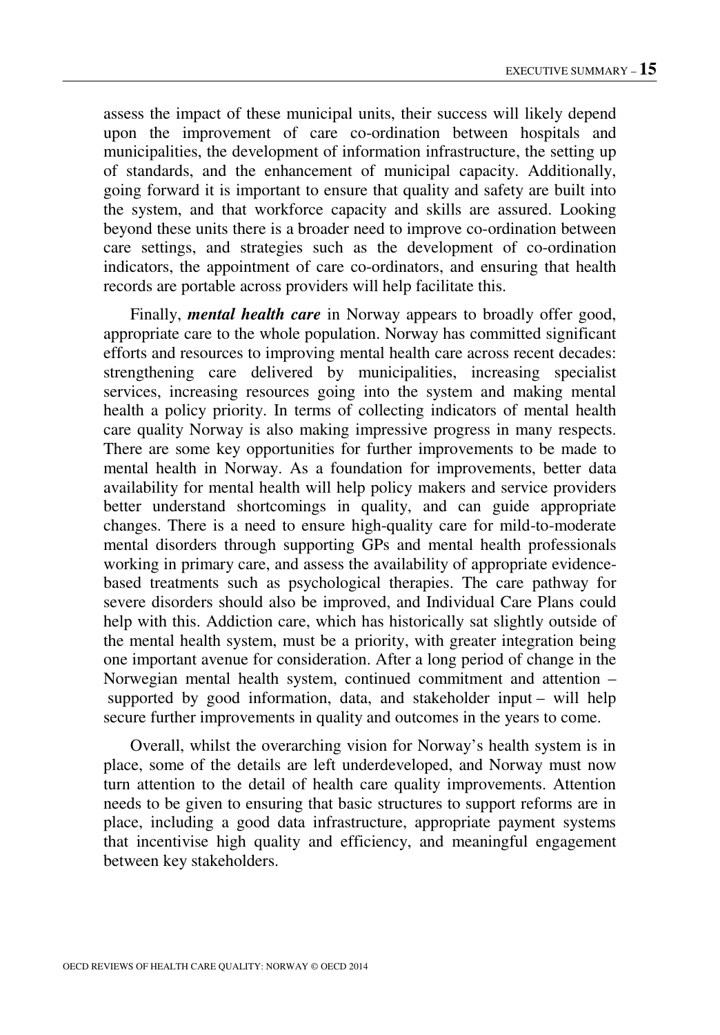assess the impact of these municipal units, their success will likely depend upon the improvement of care co-ordination between hospitals and municipalities, the development of information infrastructure, the setting up of standards, and the enhancement of municipal capacity. Additionally, going forward it is important to ensure that quality and safety are built into the system, and that workforce capacity and skills are assured. Looking beyond these units there is a broader need to improve co-ordination between care settings, and strategies such as the development of co-ordination indicators, the appointment of care co-ordinators, and ensuring that health records are portable across providers will help facilitate this.

Finally, ***mental health care*** in Norway appears to broadly offer good, appropriate care to the whole population. Norway has committed significant efforts and resources to improving mental health care across recent decades: strengthening care delivered by municipalities, increasing specialist services, increasing resources going into the system and making mental health a policy priority. In terms of collecting indicators of mental health care quality Norway is also making impressive progress in many respects. There are some key opportunities for further improvements to be made to mental health in Norway. As a foundation for improvements, better data availability for mental health will help policy makers and service providers better understand shortcomings in quality, and can guide appropriate changes. There is a need to ensure high-quality care for mild-to-moderate mental disorders through supporting GPs and mental health professionals working in primary care, and assess the availability of appropriate evidence-based treatments such as psychological therapies. The care pathway for severe disorders should also be improved, and Individual Care Plans could help with this. Addiction care, which has historically sat slightly outside of the mental health system, must be a priority, with greater integration being one important avenue for consideration. After a long period of change in the Norwegian mental health system, continued commitment and attention – supported by good information, data, and stakeholder input – will help secure further improvements in quality and outcomes in the years to come.

Overall, whilst the overarching vision for Norway's health system is in place, some of the details are left underdeveloped, and Norway must now turn attention to the detail of health care quality improvements. Attention needs to be given to ensuring that basic structures to support reforms are in place, including a good data infrastructure, appropriate payment systems that incentivise high quality and efficiency, and meaningful engagement between key stakeholders.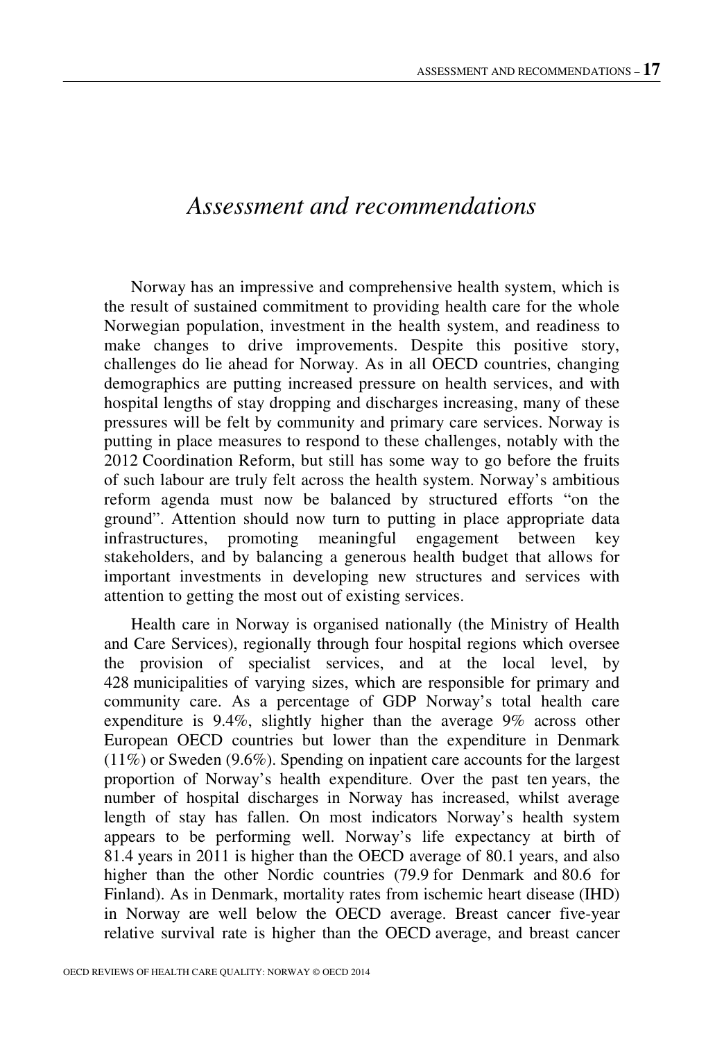# *Assessment and recommendations*

Norway has an impressive and comprehensive health system, which is the result of sustained commitment to providing health care for the whole Norwegian population, investment in the health system, and readiness to make changes to drive improvements. Despite this positive story, challenges do lie ahead for Norway. As in all OECD countries, changing demographics are putting increased pressure on health services, and with hospital lengths of stay dropping and discharges increasing, many of these pressures will be felt by community and primary care services. Norway is putting in place measures to respond to these challenges, notably with the 2012 Coordination Reform, but still has some way to go before the fruits of such labour are truly felt across the health system. Norway's ambitious reform agenda must now be balanced by structured efforts "on the ground". Attention should now turn to putting in place appropriate data infrastructures, promoting meaningful engagement between key stakeholders, and by balancing a generous health budget that allows for important investments in developing new structures and services with attention to getting the most out of existing services.

Health care in Norway is organised nationally (the Ministry of Health and Care Services), regionally through four hospital regions which oversee the provision of specialist services, and at the local level, by 428 municipalities of varying sizes, which are responsible for primary and community care. As a percentage of GDP Norway's total health care expenditure is 9.4%, slightly higher than the average 9% across other European OECD countries but lower than the expenditure in Denmark (11%) or Sweden (9.6%). Spending on inpatient care accounts for the largest proportion of Norway's health expenditure. Over the past ten years, the number of hospital discharges in Norway has increased, whilst average length of stay has fallen. On most indicators Norway's health system appears to be performing well. Norway's life expectancy at birth of 81.4 years in 2011 is higher than the OECD average of 80.1 years, and also higher than the other Nordic countries (79.9 for Denmark and 80.6 for Finland). As in Denmark, mortality rates from ischemic heart disease (IHD) in Norway are well below the OECD average. Breast cancer five-year relative survival rate is higher than the OECD average, and breast cancer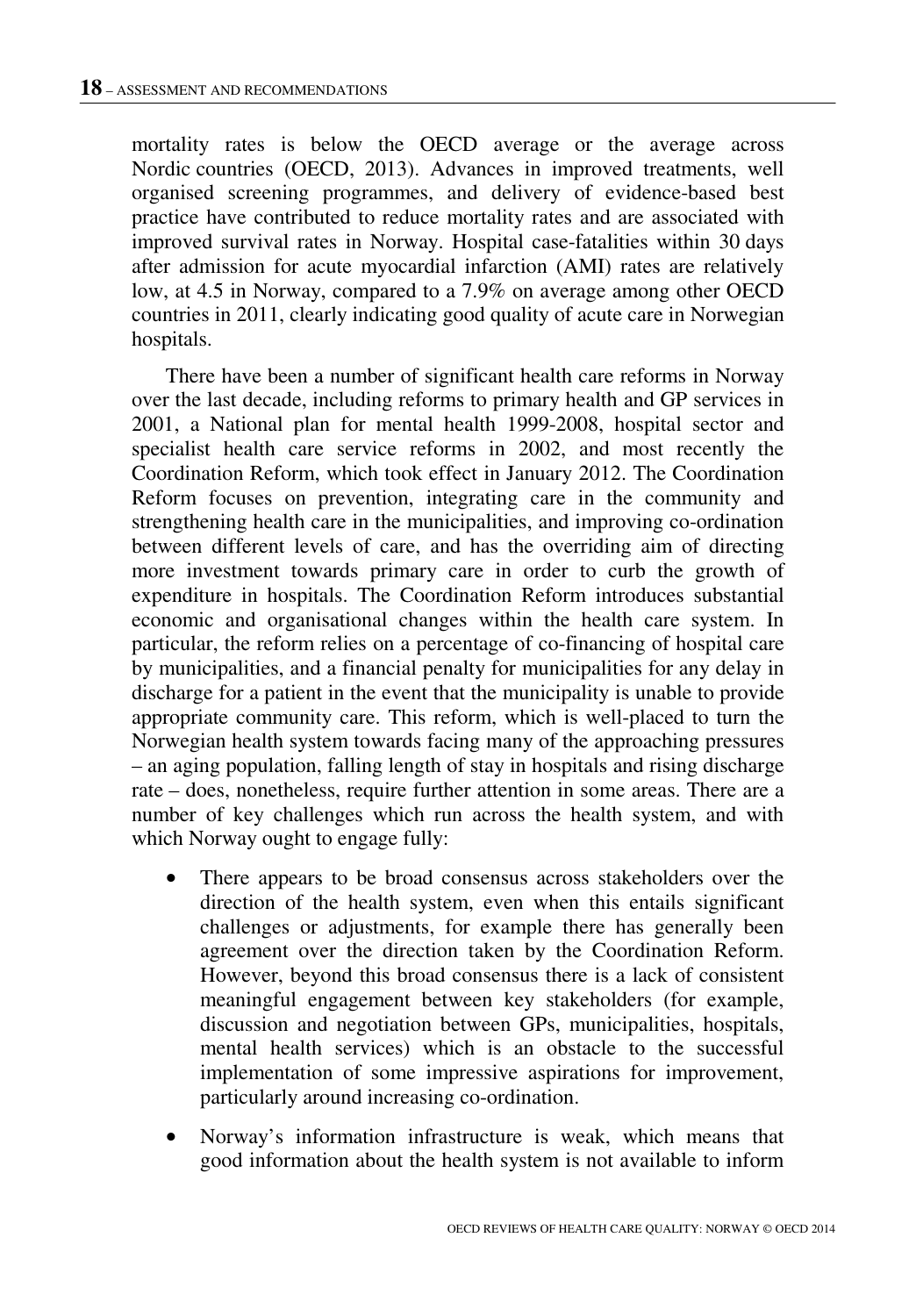mortality rates is below the OECD average or the average across Nordic countries (OECD, 2013). Advances in improved treatments, well organised screening programmes, and delivery of evidence-based best practice have contributed to reduce mortality rates and are associated with improved survival rates in Norway. Hospital case-fatalities within 30 days after admission for acute myocardial infarction (AMI) rates are relatively low, at 4.5 in Norway, compared to a 7.9% on average among other OECD countries in 2011, clearly indicating good quality of acute care in Norwegian hospitals.

There have been a number of significant health care reforms in Norway over the last decade, including reforms to primary health and GP services in 2001, a National plan for mental health 1999-2008, hospital sector and specialist health care service reforms in 2002, and most recently the Coordination Reform, which took effect in January 2012. The Coordination Reform focuses on prevention, integrating care in the community and strengthening health care in the municipalities, and improving co-ordination between different levels of care, and has the overriding aim of directing more investment towards primary care in order to curb the growth of expenditure in hospitals. The Coordination Reform introduces substantial economic and organisational changes within the health care system. In particular, the reform relies on a percentage of co-financing of hospital care by municipalities, and a financial penalty for municipalities for any delay in discharge for a patient in the event that the municipality is unable to provide appropriate community care. This reform, which is well-placed to turn the Norwegian health system towards facing many of the approaching pressures – an aging population, falling length of stay in hospitals and rising discharge rate – does, nonetheless, require further attention in some areas. There are a number of key challenges which run across the health system, and with which Norway ought to engage fully:

- There appears to be broad consensus across stakeholders over the direction of the health system, even when this entails significant challenges or adjustments, for example there has generally been agreement over the direction taken by the Coordination Reform. However, beyond this broad consensus there is a lack of consistent meaningful engagement between key stakeholders (for example, discussion and negotiation between GPs, municipalities, hospitals, mental health services) which is an obstacle to the successful implementation of some impressive aspirations for improvement, particularly around increasing co-ordination.
- Norway's information infrastructure is weak, which means that good information about the health system is not available to inform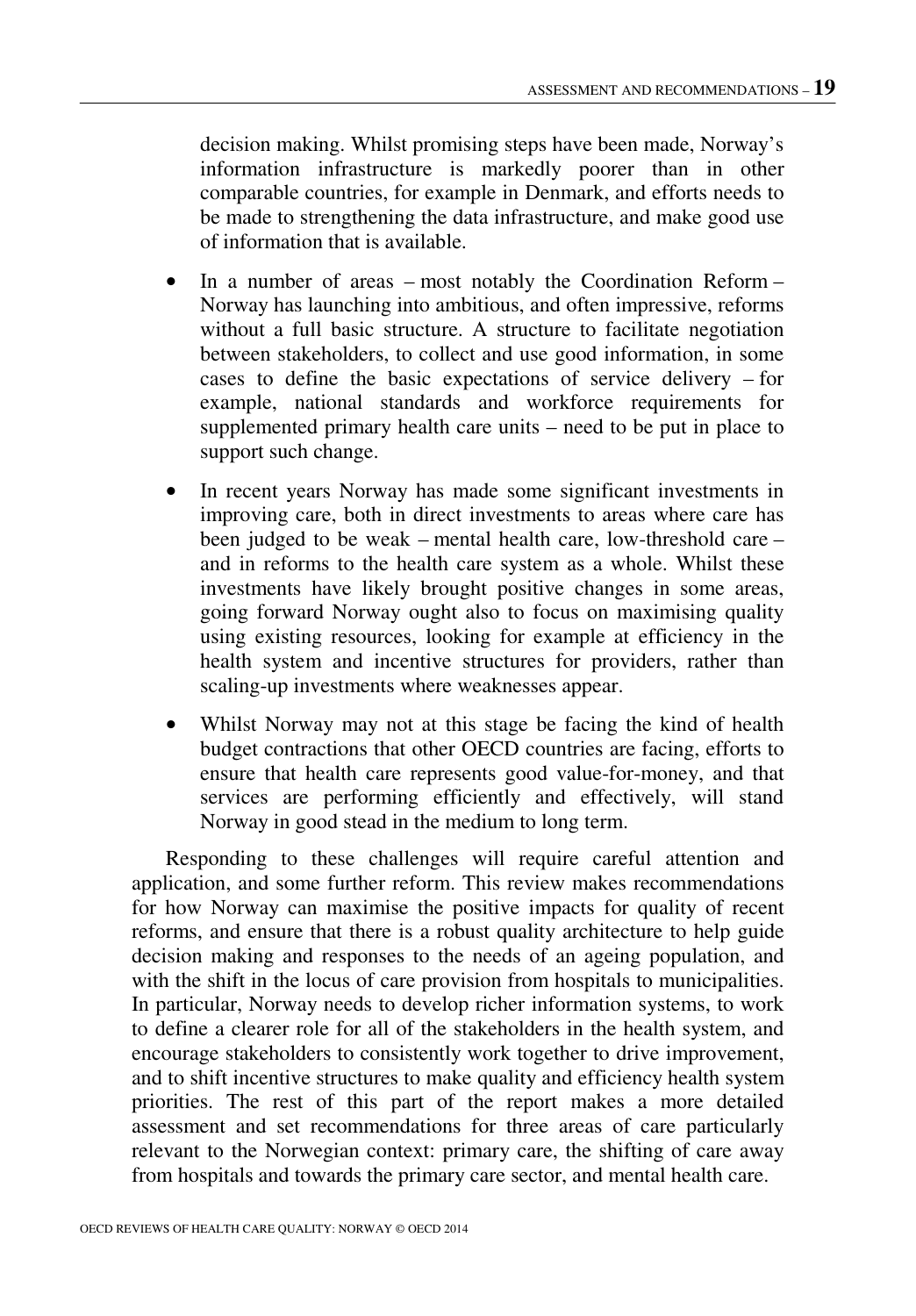decision making. Whilst promising steps have been made, Norway's information infrastructure is markedly poorer than in other comparable countries, for example in Denmark, and efforts needs to be made to strengthening the data infrastructure, and make good use of information that is available.

- In a number of areas – most notably the Coordination Reform – Norway has launching into ambitious, and often impressive, reforms without a full basic structure. A structure to facilitate negotiation between stakeholders, to collect and use good information, in some cases to define the basic expectations of service delivery – for example, national standards and workforce requirements for supplemented primary health care units – need to be put in place to support such change.
- In recent years Norway has made some significant investments in improving care, both in direct investments to areas where care has been judged to be weak – mental health care, low-threshold care – and in reforms to the health care system as a whole. Whilst these investments have likely brought positive changes in some areas, going forward Norway ought also to focus on maximising quality using existing resources, looking for example at efficiency in the health system and incentive structures for providers, rather than scaling-up investments where weaknesses appear.
- Whilst Norway may not at this stage be facing the kind of health budget contractions that other OECD countries are facing, efforts to ensure that health care represents good value-for-money, and that services are performing efficiently and effectively, will stand Norway in good stead in the medium to long term.

Responding to these challenges will require careful attention and application, and some further reform. This review makes recommendations for how Norway can maximise the positive impacts for quality of recent reforms, and ensure that there is a robust quality architecture to help guide decision making and responses to the needs of an ageing population, and with the shift in the locus of care provision from hospitals to municipalities. In particular, Norway needs to develop richer information systems, to work to define a clearer role for all of the stakeholders in the health system, and encourage stakeholders to consistently work together to drive improvement, and to shift incentive structures to make quality and efficiency health system priorities. The rest of this part of the report makes a more detailed assessment and set recommendations for three areas of care particularly relevant to the Norwegian context: primary care, the shifting of care away from hospitals and towards the primary care sector, and mental health care.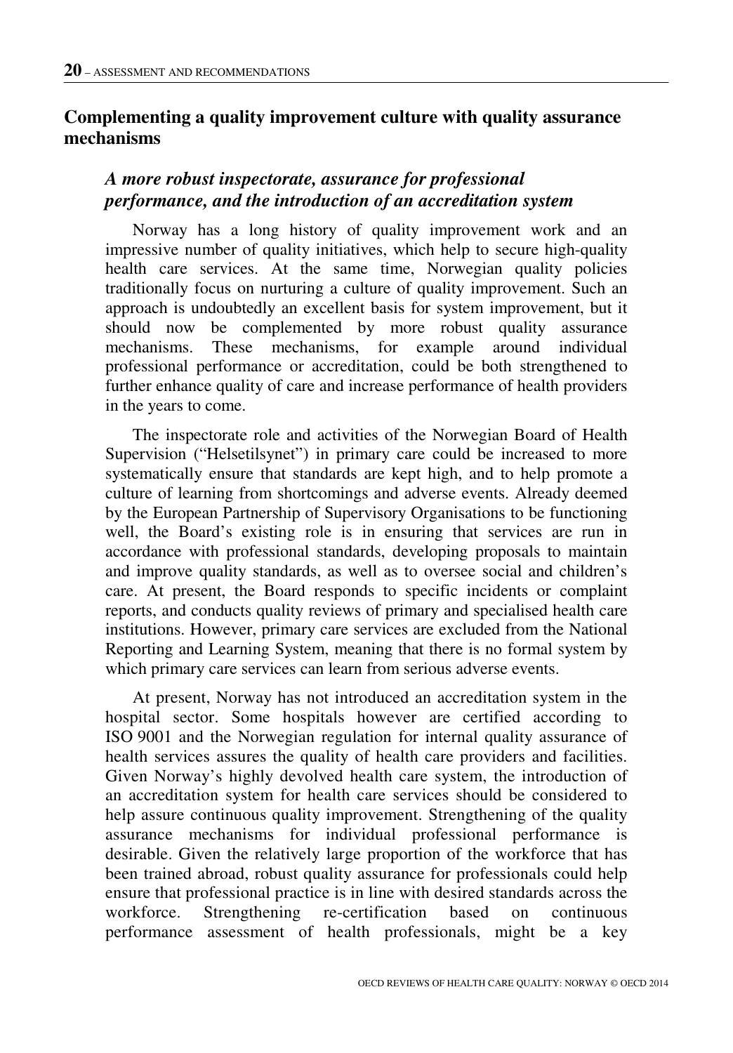## Complementing a quality improvement culture with quality assurance mechanisms

### *A more robust inspectorate, assurance for professional performance, and the introduction of an accreditation system*

Norway has a long history of quality improvement work and an impressive number of quality initiatives, which help to secure high-quality health care services. At the same time, Norwegian quality policies traditionally focus on nurturing a culture of quality improvement. Such an approach is undoubtedly an excellent basis for system improvement, but it should now be complemented by more robust quality assurance mechanisms. These mechanisms, for example around individual professional performance or accreditation, could be both strengthened to further enhance quality of care and increase performance of health providers in the years to come.

The inspectorate role and activities of the Norwegian Board of Health Supervision ("Helsetilsynet") in primary care could be increased to more systematically ensure that standards are kept high, and to help promote a culture of learning from shortcomings and adverse events. Already deemed by the European Partnership of Supervisory Organisations to be functioning well, the Board's existing role is in ensuring that services are run in accordance with professional standards, developing proposals to maintain and improve quality standards, as well as to oversee social and children's care. At present, the Board responds to specific incidents or complaint reports, and conducts quality reviews of primary and specialised health care institutions. However, primary care services are excluded from the National Reporting and Learning System, meaning that there is no formal system by which primary care services can learn from serious adverse events.

At present, Norway has not introduced an accreditation system in the hospital sector. Some hospitals however are certified according to ISO 9001 and the Norwegian regulation for internal quality assurance of health services assures the quality of health care providers and facilities. Given Norway's highly devolved health care system, the introduction of an accreditation system for health care services should be considered to help assure continuous quality improvement. Strengthening of the quality assurance mechanisms for individual professional performance is desirable. Given the relatively large proportion of the workforce that has been trained abroad, robust quality assurance for professionals could help ensure that professional practice is in line with desired standards across the workforce. Strengthening re-certification based on continuous performance assessment of health professionals, might be a key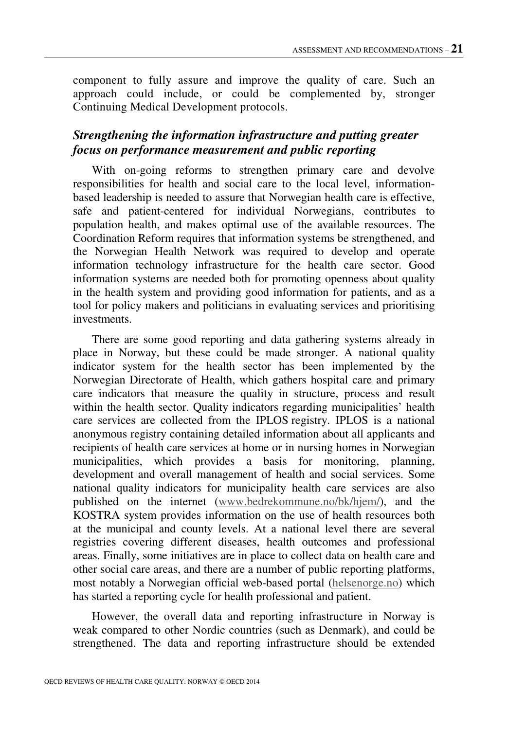component to fully assure and improve the quality of care. Such an approach could include, or could be complemented by, stronger Continuing Medical Development protocols.

### *Strengthening the information infrastructure and putting greater focus on performance measurement and public reporting*

With on-going reforms to strengthen primary care and devolve responsibilities for health and social care to the local level, information-based leadership is needed to assure that Norwegian health care is effective, safe and patient-centered for individual Norwegians, contributes to population health, and makes optimal use of the available resources. The Coordination Reform requires that information systems be strengthened, and the Norwegian Health Network was required to develop and operate information technology infrastructure for the health care sector. Good information systems are needed both for promoting openness about quality in the health system and providing good information for patients, and as a tool for policy makers and politicians in evaluating services and prioritising investments.

There are some good reporting and data gathering systems already in place in Norway, but these could be made stronger. A national quality indicator system for the health sector has been implemented by the Norwegian Directorate of Health, which gathers hospital care and primary care indicators that measure the quality in structure, process and result within the health sector. Quality indicators regarding municipalities' health care services are collected from the IPLOS registry. IPLOS is a national anonymous registry containing detailed information about all applicants and recipients of health care services at home or in nursing homes in Norwegian municipalities, which provides a basis for monitoring, planning, development and overall management of health and social services. Some national quality indicators for municipality health care services are also published on the internet (www.bedrekommune.no/bk/hjem/), and the KOSTRA system provides information on the use of health resources both at the municipal and county levels. At a national level there are several registries covering different diseases, health outcomes and professional areas. Finally, some initiatives are in place to collect data on health care and other social care areas, and there are a number of public reporting platforms, most notably a Norwegian official web-based portal (helsenorge.no) which has started a reporting cycle for health professional and patient.

However, the overall data and reporting infrastructure in Norway is weak compared to other Nordic countries (such as Denmark), and could be strengthened. The data and reporting infrastructure should be extended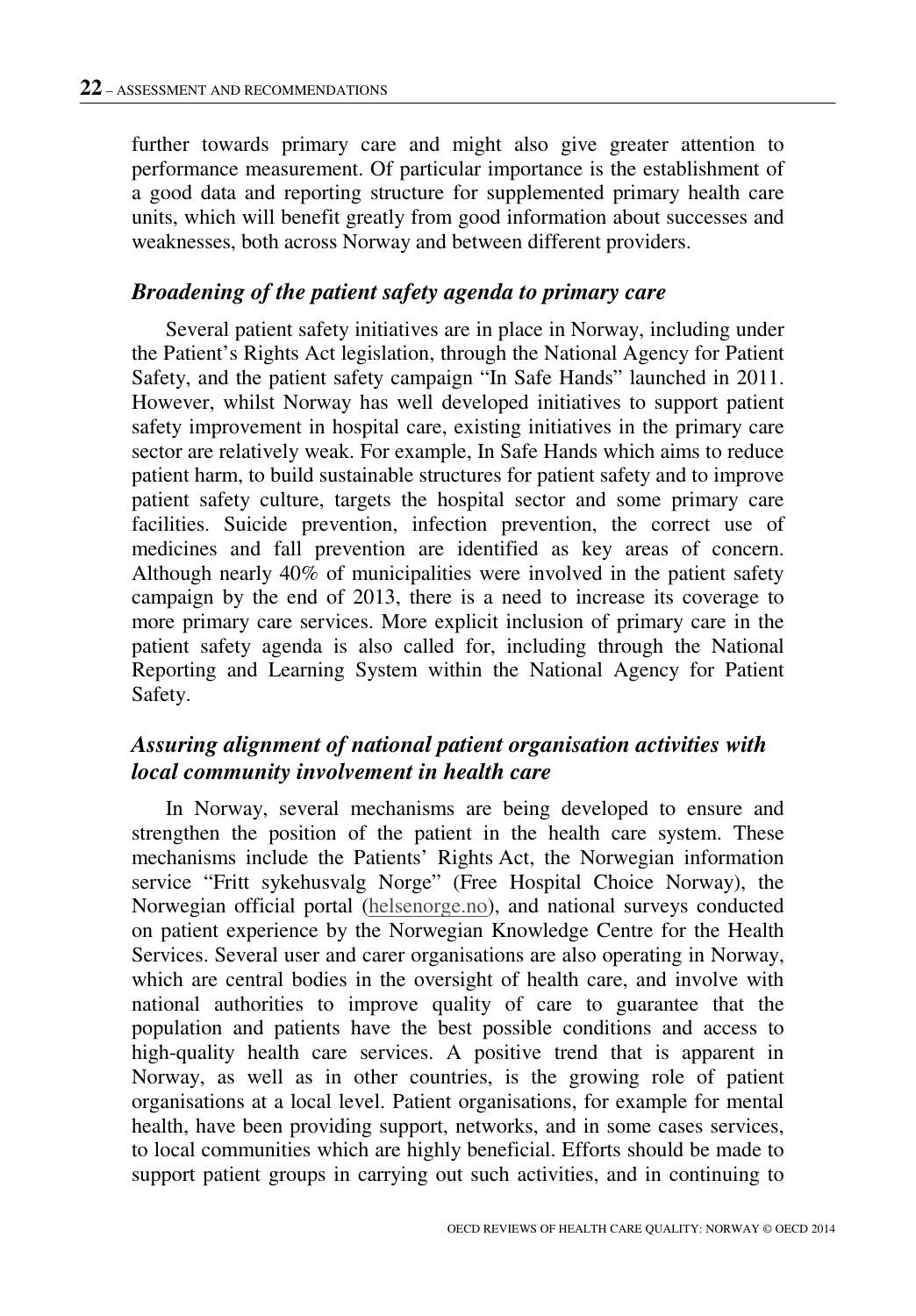further towards primary care and might also give greater attention to performance measurement. Of particular importance is the establishment of a good data and reporting structure for supplemented primary health care units, which will benefit greatly from good information about successes and weaknesses, both across Norway and between different providers.

### *Broadening of the patient safety agenda to primary care*

Several patient safety initiatives are in place in Norway, including under the Patient's Rights Act legislation, through the National Agency for Patient Safety, and the patient safety campaign "In Safe Hands" launched in 2011. However, whilst Norway has well developed initiatives to support patient safety improvement in hospital care, existing initiatives in the primary care sector are relatively weak. For example, In Safe Hands which aims to reduce patient harm, to build sustainable structures for patient safety and to improve patient safety culture, targets the hospital sector and some primary care facilities. Suicide prevention, infection prevention, the correct use of medicines and fall prevention are identified as key areas of concern. Although nearly 40% of municipalities were involved in the patient safety campaign by the end of 2013, there is a need to increase its coverage to more primary care services. More explicit inclusion of primary care in the patient safety agenda is also called for, including through the National Reporting and Learning System within the National Agency for Patient Safety.

### *Assuring alignment of national patient organisation activities with local community involvement in health care*

In Norway, several mechanisms are being developed to ensure and strengthen the position of the patient in the health care system. These mechanisms include the Patients' Rights Act, the Norwegian information service "Fritt sykehusvalg Norge" (Free Hospital Choice Norway), the Norwegian official portal (helsenorge.no), and national surveys conducted on patient experience by the Norwegian Knowledge Centre for the Health Services. Several user and carer organisations are also operating in Norway, which are central bodies in the oversight of health care, and involve with national authorities to improve quality of care to guarantee that the population and patients have the best possible conditions and access to high-quality health care services. A positive trend that is apparent in Norway, as well as in other countries, is the growing role of patient organisations at a local level. Patient organisations, for example for mental health, have been providing support, networks, and in some cases services, to local communities which are highly beneficial. Efforts should be made to support patient groups in carrying out such activities, and in continuing to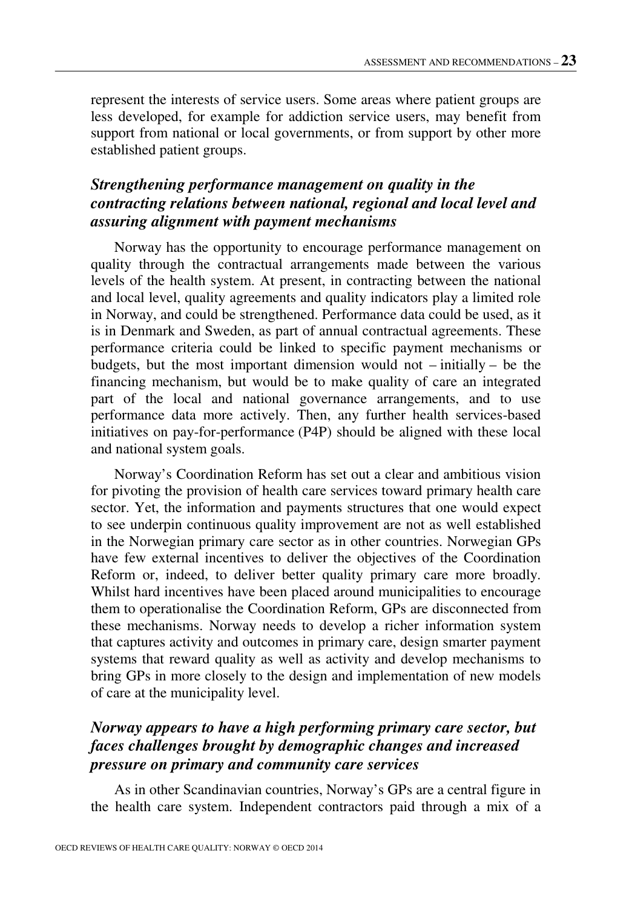represent the interests of service users. Some areas where patient groups are less developed, for example for addiction service users, may benefit from support from national or local governments, or from support by other more established patient groups.

### *Strengthening performance management on quality in the contracting relations between national, regional and local level and assuring alignment with payment mechanisms*

Norway has the opportunity to encourage performance management on quality through the contractual arrangements made between the various levels of the health system. At present, in contracting between the national and local level, quality agreements and quality indicators play a limited role in Norway, and could be strengthened. Performance data could be used, as it is in Denmark and Sweden, as part of annual contractual agreements. These performance criteria could be linked to specific payment mechanisms or budgets, but the most important dimension would not – initially – be the financing mechanism, but would be to make quality of care an integrated part of the local and national governance arrangements, and to use performance data more actively. Then, any further health services-based initiatives on pay-for-performance (P4P) should be aligned with these local and national system goals.

Norway's Coordination Reform has set out a clear and ambitious vision for pivoting the provision of health care services toward primary health care sector. Yet, the information and payments structures that one would expect to see underpin continuous quality improvement are not as well established in the Norwegian primary care sector as in other countries. Norwegian GPs have few external incentives to deliver the objectives of the Coordination Reform or, indeed, to deliver better quality primary care more broadly. Whilst hard incentives have been placed around municipalities to encourage them to operationalise the Coordination Reform, GPs are disconnected from these mechanisms. Norway needs to develop a richer information system that captures activity and outcomes in primary care, design smarter payment systems that reward quality as well as activity and develop mechanisms to bring GPs in more closely to the design and implementation of new models of care at the municipality level.

### *Norway appears to have a high performing primary care sector, but faces challenges brought by demographic changes and increased pressure on primary and community care services*

As in other Scandinavian countries, Norway's GPs are a central figure in the health care system. Independent contractors paid through a mix of a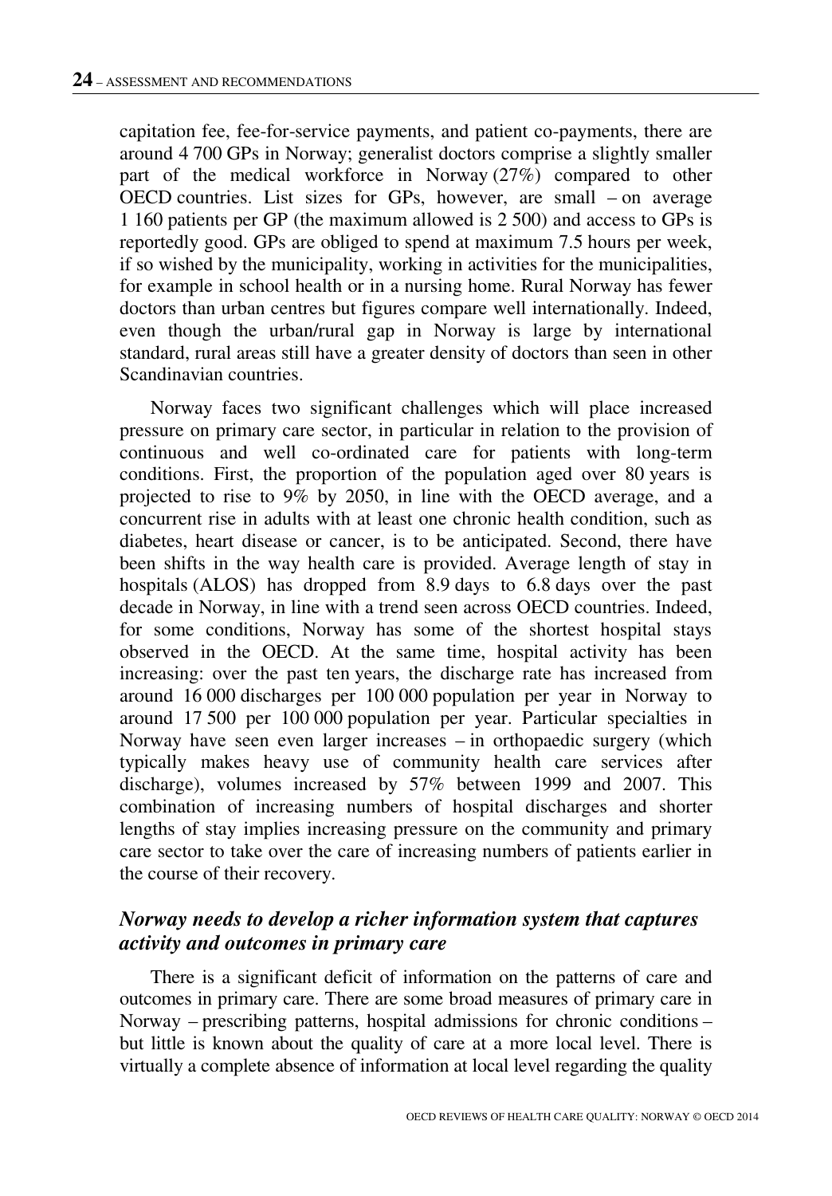capitation fee, fee-for-service payments, and patient co-payments, there are around 4 700 GPs in Norway; generalist doctors comprise a slightly smaller part of the medical workforce in Norway (27%) compared to other OECD countries. List sizes for GPs, however, are small – on average 1 160 patients per GP (the maximum allowed is 2 500) and access to GPs is reportedly good. GPs are obliged to spend at maximum 7.5 hours per week, if so wished by the municipality, working in activities for the municipalities, for example in school health or in a nursing home. Rural Norway has fewer doctors than urban centres but figures compare well internationally. Indeed, even though the urban/rural gap in Norway is large by international standard, rural areas still have a greater density of doctors than seen in other Scandinavian countries.

Norway faces two significant challenges which will place increased pressure on primary care sector, in particular in relation to the provision of continuous and well co-ordinated care for patients with long-term conditions. First, the proportion of the population aged over 80 years is projected to rise to 9% by 2050, in line with the OECD average, and a concurrent rise in adults with at least one chronic health condition, such as diabetes, heart disease or cancer, is to be anticipated. Second, there have been shifts in the way health care is provided. Average length of stay in hospitals (ALOS) has dropped from 8.9 days to 6.8 days over the past decade in Norway, in line with a trend seen across OECD countries. Indeed, for some conditions, Norway has some of the shortest hospital stays observed in the OECD. At the same time, hospital activity has been increasing: over the past ten years, the discharge rate has increased from around 16 000 discharges per 100 000 population per year in Norway to around 17 500 per 100 000 population per year. Particular specialties in Norway have seen even larger increases – in orthopaedic surgery (which typically makes heavy use of community health care services after discharge), volumes increased by 57% between 1999 and 2007. This combination of increasing numbers of hospital discharges and shorter lengths of stay implies increasing pressure on the community and primary care sector to take over the care of increasing numbers of patients earlier in the course of their recovery.

### *Norway needs to develop a richer information system that captures activity and outcomes in primary care*

There is a significant deficit of information on the patterns of care and outcomes in primary care. There are some broad measures of primary care in Norway – prescribing patterns, hospital admissions for chronic conditions – but little is known about the quality of care at a more local level. There is virtually a complete absence of information at local level regarding the quality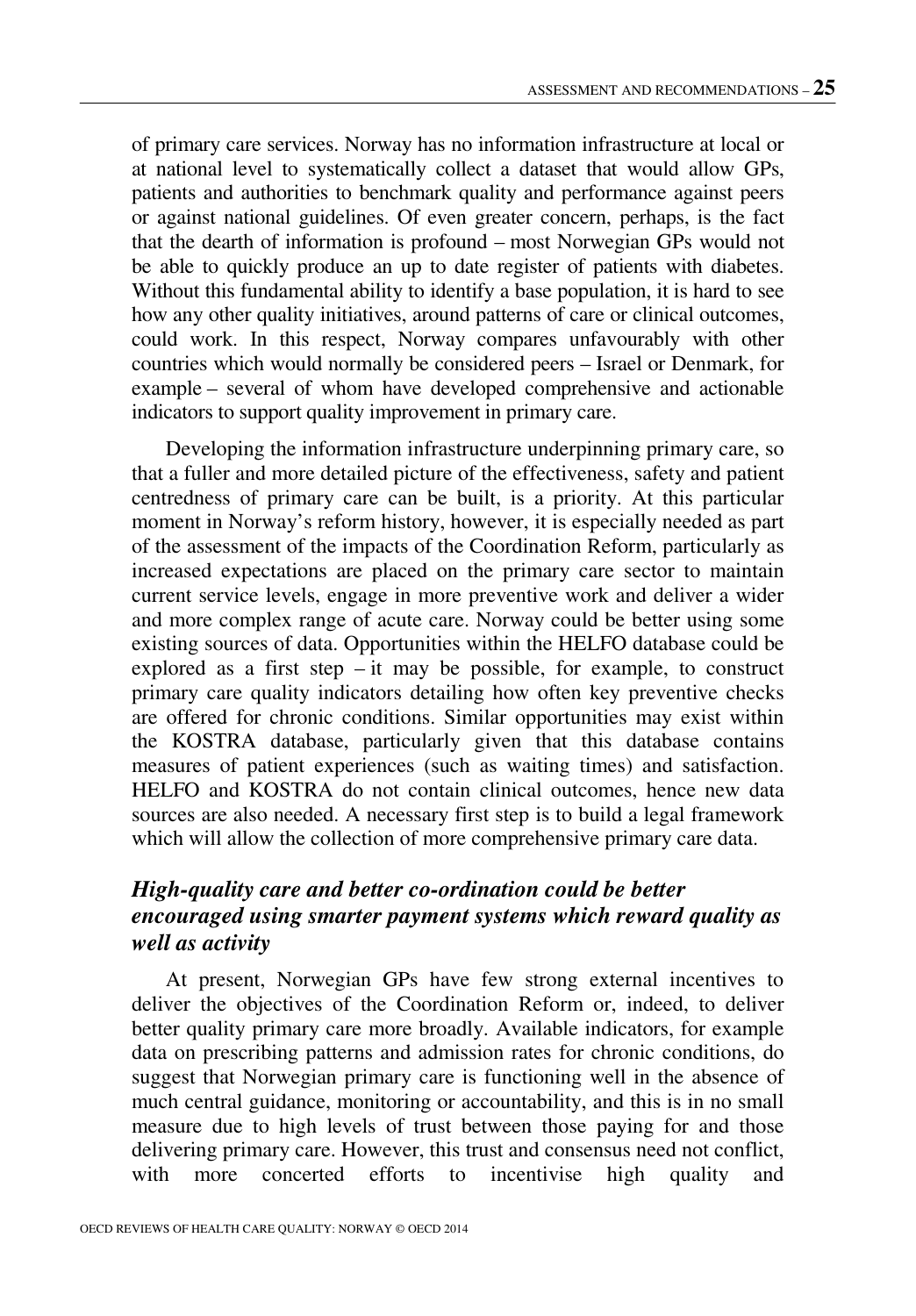of primary care services. Norway has no information infrastructure at local or at national level to systematically collect a dataset that would allow GPs, patients and authorities to benchmark quality and performance against peers or against national guidelines. Of even greater concern, perhaps, is the fact that the dearth of information is profound – most Norwegian GPs would not be able to quickly produce an up to date register of patients with diabetes. Without this fundamental ability to identify a base population, it is hard to see how any other quality initiatives, around patterns of care or clinical outcomes, could work. In this respect, Norway compares unfavourably with other countries which would normally be considered peers – Israel or Denmark, for example – several of whom have developed comprehensive and actionable indicators to support quality improvement in primary care.

Developing the information infrastructure underpinning primary care, so that a fuller and more detailed picture of the effectiveness, safety and patient centredness of primary care can be built, is a priority. At this particular moment in Norway's reform history, however, it is especially needed as part of the assessment of the impacts of the Coordination Reform, particularly as increased expectations are placed on the primary care sector to maintain current service levels, engage in more preventive work and deliver a wider and more complex range of acute care. Norway could be better using some existing sources of data. Opportunities within the HELFO database could be explored as a first step – it may be possible, for example, to construct primary care quality indicators detailing how often key preventive checks are offered for chronic conditions. Similar opportunities may exist within the KOSTRA database, particularly given that this database contains measures of patient experiences (such as waiting times) and satisfaction. HELFO and KOSTRA do not contain clinical outcomes, hence new data sources are also needed. A necessary first step is to build a legal framework which will allow the collection of more comprehensive primary care data.

### *High-quality care and better co-ordination could be better encouraged using smarter payment systems which reward quality as well as activity*

At present, Norwegian GPs have few strong external incentives to deliver the objectives of the Coordination Reform or, indeed, to deliver better quality primary care more broadly. Available indicators, for example data on prescribing patterns and admission rates for chronic conditions, do suggest that Norwegian primary care is functioning well in the absence of much central guidance, monitoring or accountability, and this is in no small measure due to high levels of trust between those paying for and those delivering primary care. However, this trust and consensus need not conflict, with more concerted efforts to incentivise high quality and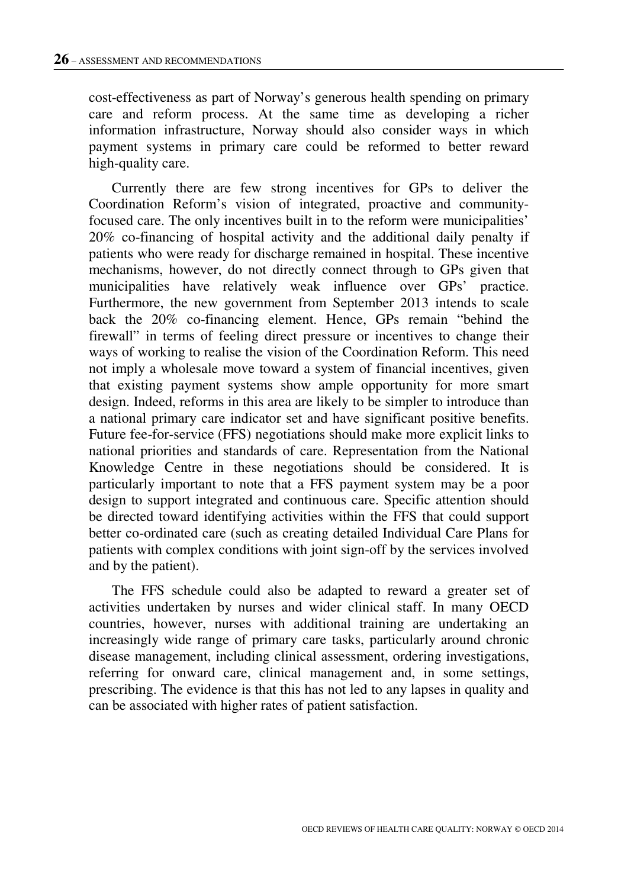cost-effectiveness as part of Norway's generous health spending on primary care and reform process. At the same time as developing a richer information infrastructure, Norway should also consider ways in which payment systems in primary care could be reformed to better reward high-quality care.

Currently there are few strong incentives for GPs to deliver the Coordination Reform's vision of integrated, proactive and community-focused care. The only incentives built in to the reform were municipalities' 20% co-financing of hospital activity and the additional daily penalty if patients who were ready for discharge remained in hospital. These incentive mechanisms, however, do not directly connect through to GPs given that municipalities have relatively weak influence over GPs' practice. Furthermore, the new government from September 2013 intends to scale back the 20% co-financing element. Hence, GPs remain "behind the firewall" in terms of feeling direct pressure or incentives to change their ways of working to realise the vision of the Coordination Reform. This need not imply a wholesale move toward a system of financial incentives, given that existing payment systems show ample opportunity for more smart design. Indeed, reforms in this area are likely to be simpler to introduce than a national primary care indicator set and have significant positive benefits. Future fee-for-service (FFS) negotiations should make more explicit links to national priorities and standards of care. Representation from the National Knowledge Centre in these negotiations should be considered. It is particularly important to note that a FFS payment system may be a poor design to support integrated and continuous care. Specific attention should be directed toward identifying activities within the FFS that could support better co-ordinated care (such as creating detailed Individual Care Plans for patients with complex conditions with joint sign-off by the services involved and by the patient).

The FFS schedule could also be adapted to reward a greater set of activities undertaken by nurses and wider clinical staff. In many OECD countries, however, nurses with additional training are undertaking an increasingly wide range of primary care tasks, particularly around chronic disease management, including clinical assessment, ordering investigations, referring for onward care, clinical management and, in some settings, prescribing. The evidence is that this has not led to any lapses in quality and can be associated with higher rates of patient satisfaction.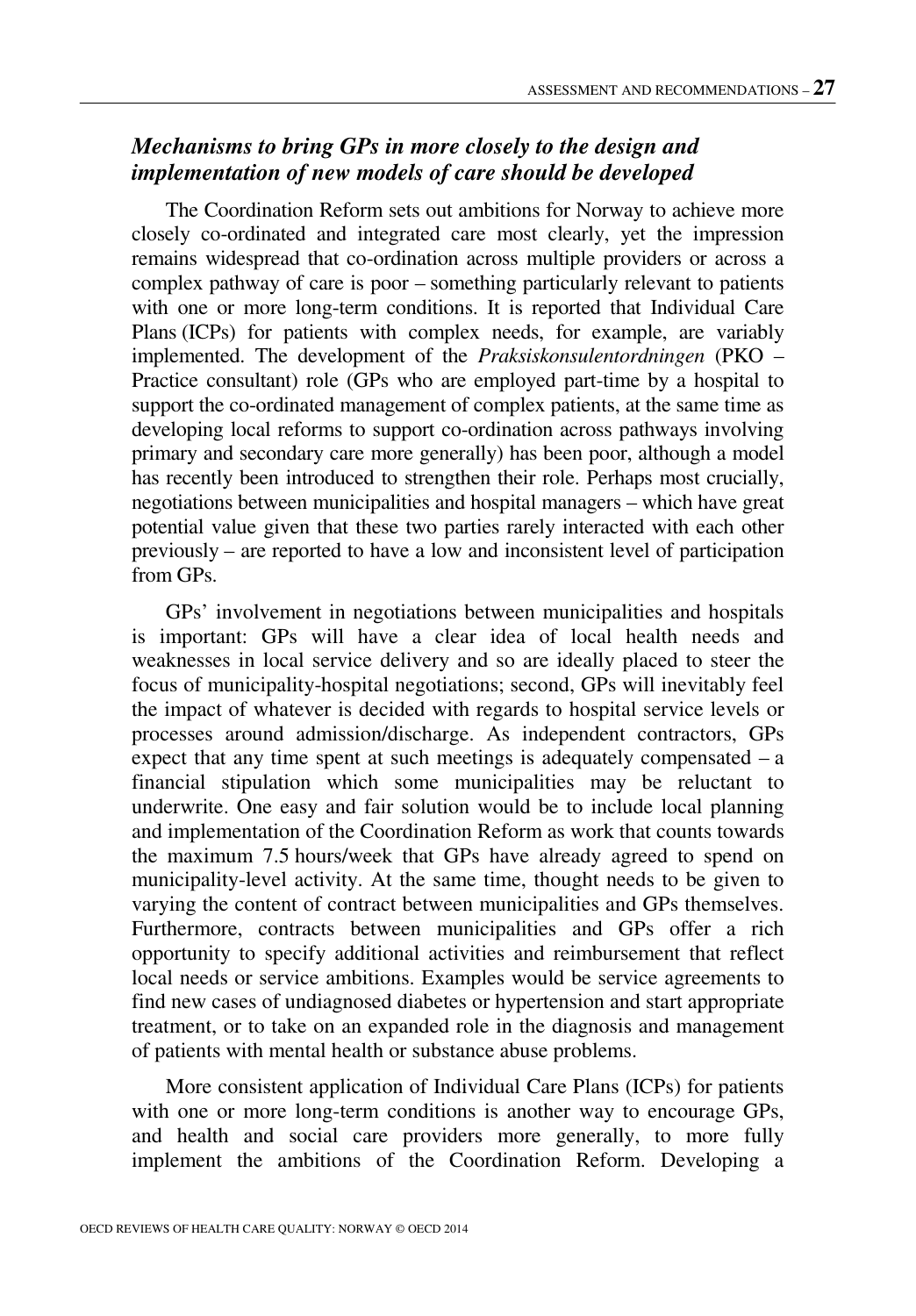### *Mechanisms to bring GPs in more closely to the design and implementation of new models of care should be developed*

The Coordination Reform sets out ambitions for Norway to achieve more closely co-ordinated and integrated care most clearly, yet the impression remains widespread that co-ordination across multiple providers or across a complex pathway of care is poor – something particularly relevant to patients with one or more long-term conditions. It is reported that Individual Care Plans (ICPs) for patients with complex needs, for example, are variably implemented. The development of the *Praksiskonsulentordningen* (PKO – Practice consultant) role (GPs who are employed part-time by a hospital to support the co-ordinated management of complex patients, at the same time as developing local reforms to support co-ordination across pathways involving primary and secondary care more generally) has been poor, although a model has recently been introduced to strengthen their role. Perhaps most crucially, negotiations between municipalities and hospital managers – which have great potential value given that these two parties rarely interacted with each other previously – are reported to have a low and inconsistent level of participation from GPs.

GPs' involvement in negotiations between municipalities and hospitals is important: GPs will have a clear idea of local health needs and weaknesses in local service delivery and so are ideally placed to steer the focus of municipality-hospital negotiations; second, GPs will inevitably feel the impact of whatever is decided with regards to hospital service levels or processes around admission/discharge. As independent contractors, GPs expect that any time spent at such meetings is adequately compensated – a financial stipulation which some municipalities may be reluctant to underwrite. One easy and fair solution would be to include local planning and implementation of the Coordination Reform as work that counts towards the maximum 7.5 hours/week that GPs have already agreed to spend on municipality-level activity. At the same time, thought needs to be given to varying the content of contract between municipalities and GPs themselves. Furthermore, contracts between municipalities and GPs offer a rich opportunity to specify additional activities and reimbursement that reflect local needs or service ambitions. Examples would be service agreements to find new cases of undiagnosed diabetes or hypertension and start appropriate treatment, or to take on an expanded role in the diagnosis and management of patients with mental health or substance abuse problems.

More consistent application of Individual Care Plans (ICPs) for patients with one or more long-term conditions is another way to encourage GPs, and health and social care providers more generally, to more fully implement the ambitions of the Coordination Reform. Developing a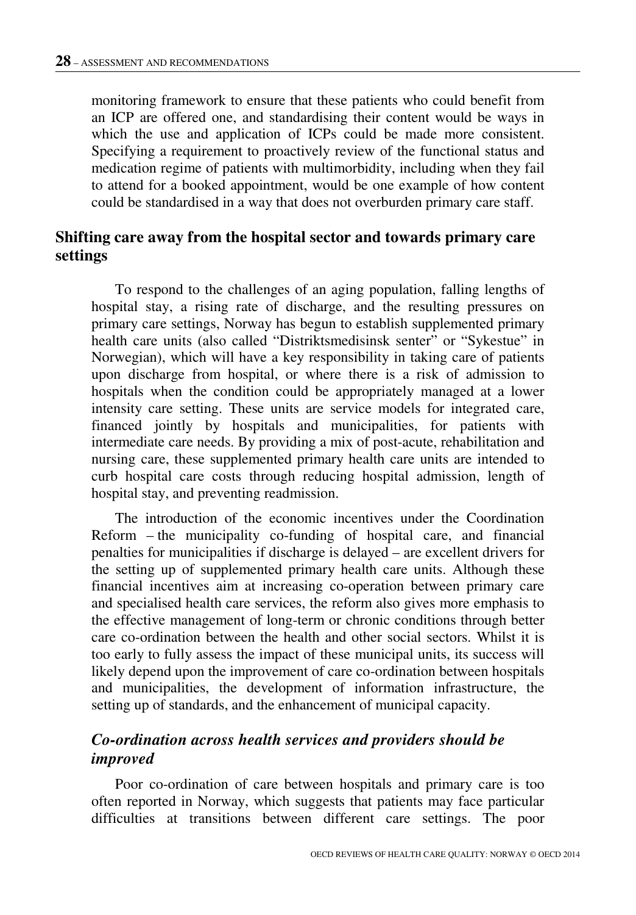monitoring framework to ensure that these patients who could benefit from an ICP are offered one, and standardising their content would be ways in which the use and application of ICPs could be made more consistent. Specifying a requirement to proactively review of the functional status and medication regime of patients with multimorbidity, including when they fail to attend for a booked appointment, would be one example of how content could be standardised in a way that does not overburden primary care staff.

## Shifting care away from the hospital sector and towards primary care settings

To respond to the challenges of an aging population, falling lengths of hospital stay, a rising rate of discharge, and the resulting pressures on primary care settings, Norway has begun to establish supplemented primary health care units (also called "Distriktsmedisinsk senter" or "Sykestue" in Norwegian), which will have a key responsibility in taking care of patients upon discharge from hospital, or where there is a risk of admission to hospitals when the condition could be appropriately managed at a lower intensity care setting. These units are service models for integrated care, financed jointly by hospitals and municipalities, for patients with intermediate care needs. By providing a mix of post-acute, rehabilitation and nursing care, these supplemented primary health care units are intended to curb hospital care costs through reducing hospital admission, length of hospital stay, and preventing readmission.

The introduction of the economic incentives under the Coordination Reform – the municipality co-funding of hospital care, and financial penalties for municipalities if discharge is delayed – are excellent drivers for the setting up of supplemented primary health care units. Although these financial incentives aim at increasing co-operation between primary care and specialised health care services, the reform also gives more emphasis to the effective management of long-term or chronic conditions through better care co-ordination between the health and other social sectors. Whilst it is too early to fully assess the impact of these municipal units, its success will likely depend upon the improvement of care co-ordination between hospitals and municipalities, the development of information infrastructure, the setting up of standards, and the enhancement of municipal capacity.

### *Co-ordination across health services and providers should be improved*

Poor co-ordination of care between hospitals and primary care is too often reported in Norway, which suggests that patients may face particular difficulties at transitions between different care settings. The poor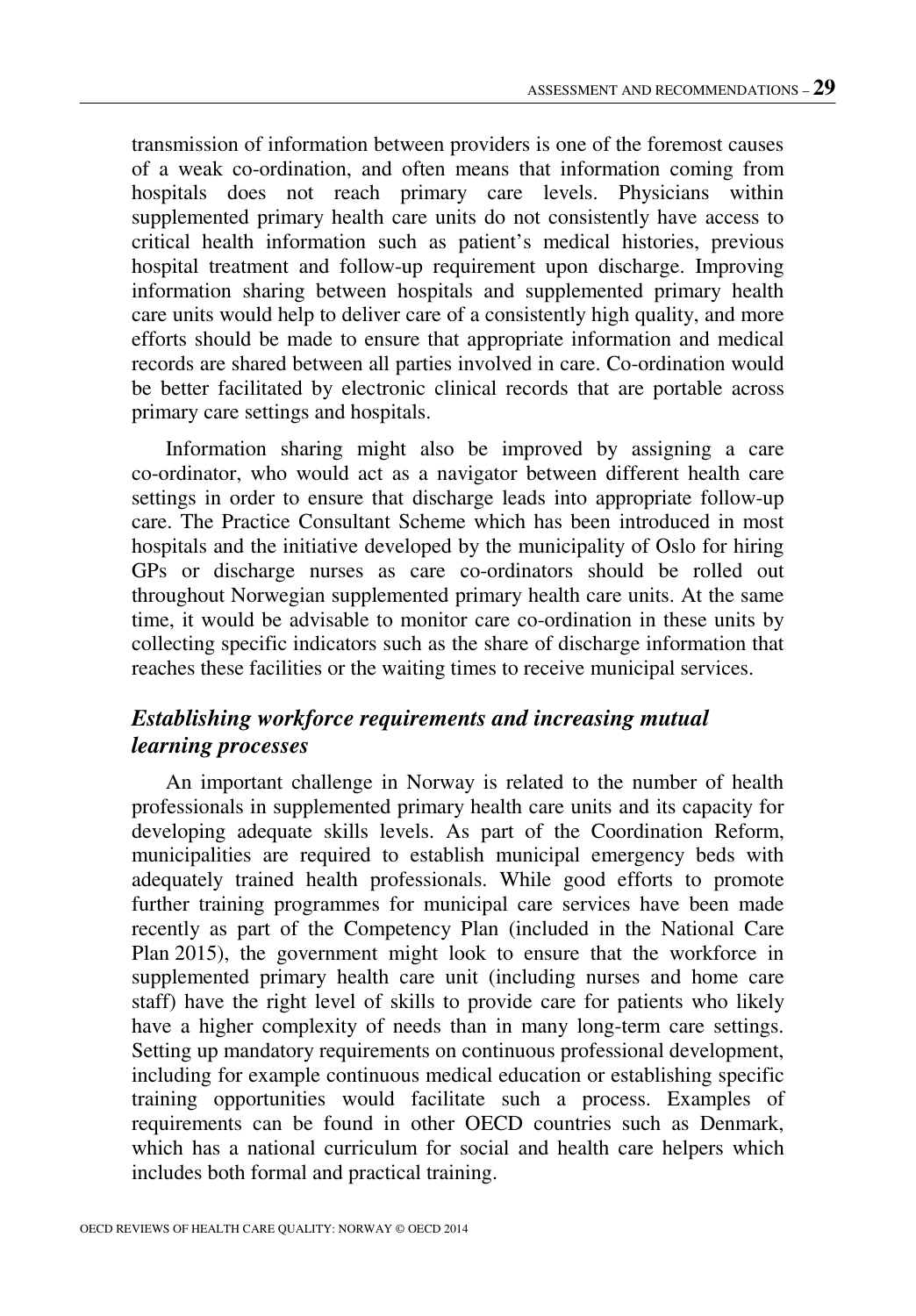transmission of information between providers is one of the foremost causes of a weak co-ordination, and often means that information coming from hospitals does not reach primary care levels. Physicians within supplemented primary health care units do not consistently have access to critical health information such as patient's medical histories, previous hospital treatment and follow-up requirement upon discharge. Improving information sharing between hospitals and supplemented primary health care units would help to deliver care of a consistently high quality, and more efforts should be made to ensure that appropriate information and medical records are shared between all parties involved in care. Co-ordination would be better facilitated by electronic clinical records that are portable across primary care settings and hospitals.

Information sharing might also be improved by assigning a care co-ordinator, who would act as a navigator between different health care settings in order to ensure that discharge leads into appropriate follow-up care. The Practice Consultant Scheme which has been introduced in most hospitals and the initiative developed by the municipality of Oslo for hiring GPs or discharge nurses as care co-ordinators should be rolled out throughout Norwegian supplemented primary health care units. At the same time, it would be advisable to monitor care co-ordination in these units by collecting specific indicators such as the share of discharge information that reaches these facilities or the waiting times to receive municipal services.

### *Establishing workforce requirements and increasing mutual learning processes*

An important challenge in Norway is related to the number of health professionals in supplemented primary health care units and its capacity for developing adequate skills levels. As part of the Coordination Reform, municipalities are required to establish municipal emergency beds with adequately trained health professionals. While good efforts to promote further training programmes for municipal care services have been made recently as part of the Competency Plan (included in the National Care Plan 2015), the government might look to ensure that the workforce in supplemented primary health care unit (including nurses and home care staff) have the right level of skills to provide care for patients who likely have a higher complexity of needs than in many long-term care settings. Setting up mandatory requirements on continuous professional development, including for example continuous medical education or establishing specific training opportunities would facilitate such a process. Examples of requirements can be found in other OECD countries such as Denmark, which has a national curriculum for social and health care helpers which includes both formal and practical training.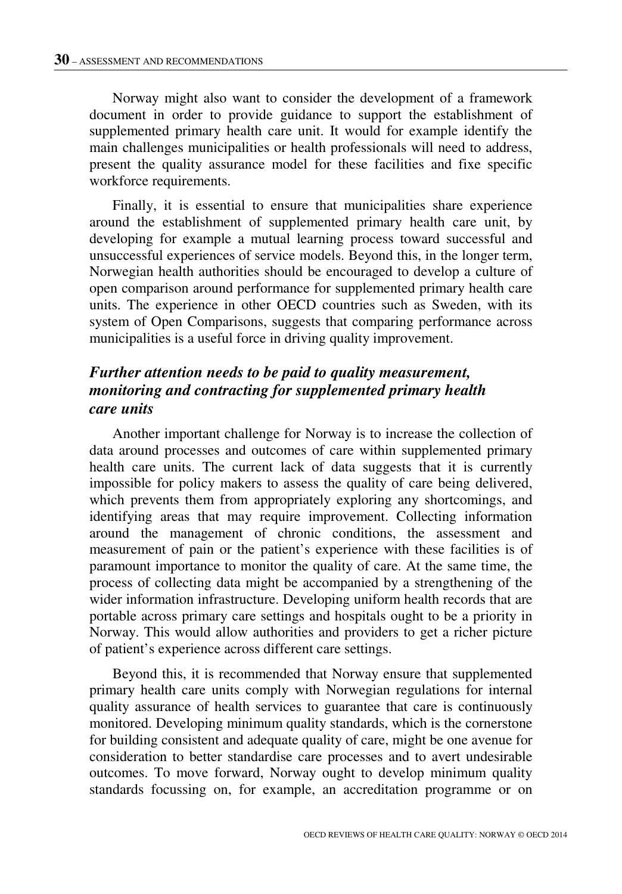Norway might also want to consider the development of a framework document in order to provide guidance to support the establishment of supplemented primary health care unit. It would for example identify the main challenges municipalities or health professionals will need to address, present the quality assurance model for these facilities and fixe specific workforce requirements.

Finally, it is essential to ensure that municipalities share experience around the establishment of supplemented primary health care unit, by developing for example a mutual learning process toward successful and unsuccessful experiences of service models. Beyond this, in the longer term, Norwegian health authorities should be encouraged to develop a culture of open comparison around performance for supplemented primary health care units. The experience in other OECD countries such as Sweden, with its system of Open Comparisons, suggests that comparing performance across municipalities is a useful force in driving quality improvement.

### *Further attention needs to be paid to quality measurement, monitoring and contracting for supplemented primary health care units*

Another important challenge for Norway is to increase the collection of data around processes and outcomes of care within supplemented primary health care units. The current lack of data suggests that it is currently impossible for policy makers to assess the quality of care being delivered, which prevents them from appropriately exploring any shortcomings, and identifying areas that may require improvement. Collecting information around the management of chronic conditions, the assessment and measurement of pain or the patient's experience with these facilities is of paramount importance to monitor the quality of care. At the same time, the process of collecting data might be accompanied by a strengthening of the wider information infrastructure. Developing uniform health records that are portable across primary care settings and hospitals ought to be a priority in Norway. This would allow authorities and providers to get a richer picture of patient's experience across different care settings.

Beyond this, it is recommended that Norway ensure that supplemented primary health care units comply with Norwegian regulations for internal quality assurance of health services to guarantee that care is continuously monitored. Developing minimum quality standards, which is the cornerstone for building consistent and adequate quality of care, might be one avenue for consideration to better standardise care processes and to avert undesirable outcomes. To move forward, Norway ought to develop minimum quality standards focussing on, for example, an accreditation programme or on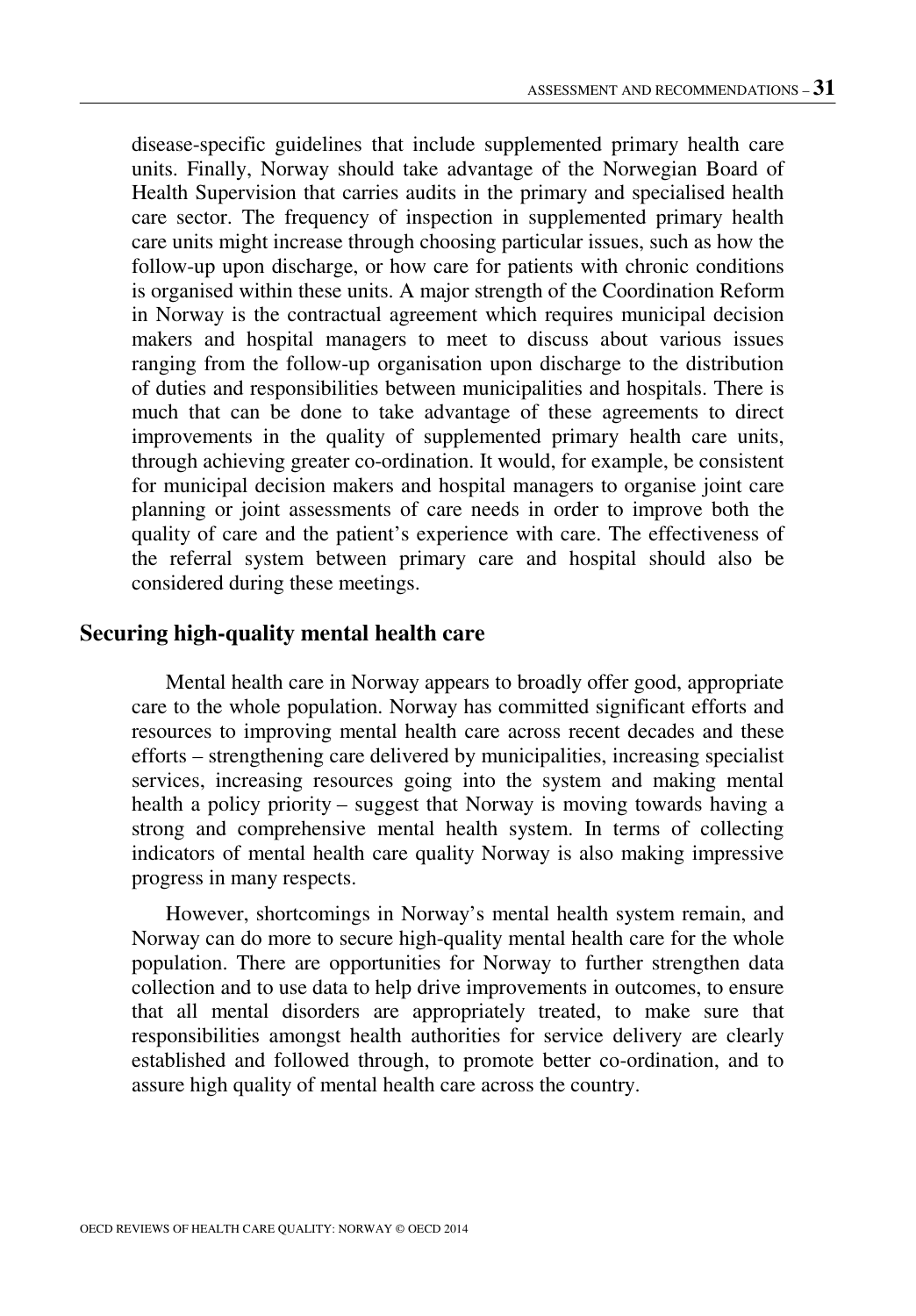disease-specific guidelines that include supplemented primary health care units. Finally, Norway should take advantage of the Norwegian Board of Health Supervision that carries audits in the primary and specialised health care sector. The frequency of inspection in supplemented primary health care units might increase through choosing particular issues, such as how the follow-up upon discharge, or how care for patients with chronic conditions is organised within these units. A major strength of the Coordination Reform in Norway is the contractual agreement which requires municipal decision makers and hospital managers to meet to discuss about various issues ranging from the follow-up organisation upon discharge to the distribution of duties and responsibilities between municipalities and hospitals. There is much that can be done to take advantage of these agreements to direct improvements in the quality of supplemented primary health care units, through achieving greater co-ordination. It would, for example, be consistent for municipal decision makers and hospital managers to organise joint care planning or joint assessments of care needs in order to improve both the quality of care and the patient's experience with care. The effectiveness of the referral system between primary care and hospital should also be considered during these meetings.

## Securing high-quality mental health care

Mental health care in Norway appears to broadly offer good, appropriate care to the whole population. Norway has committed significant efforts and resources to improving mental health care across recent decades and these efforts – strengthening care delivered by municipalities, increasing specialist services, increasing resources going into the system and making mental health a policy priority – suggest that Norway is moving towards having a strong and comprehensive mental health system. In terms of collecting indicators of mental health care quality Norway is also making impressive progress in many respects.

However, shortcomings in Norway's mental health system remain, and Norway can do more to secure high-quality mental health care for the whole population. There are opportunities for Norway to further strengthen data collection and to use data to help drive improvements in outcomes, to ensure that all mental disorders are appropriately treated, to make sure that responsibilities amongst health authorities for service delivery are clearly established and followed through, to promote better co-ordination, and to assure high quality of mental health care across the country.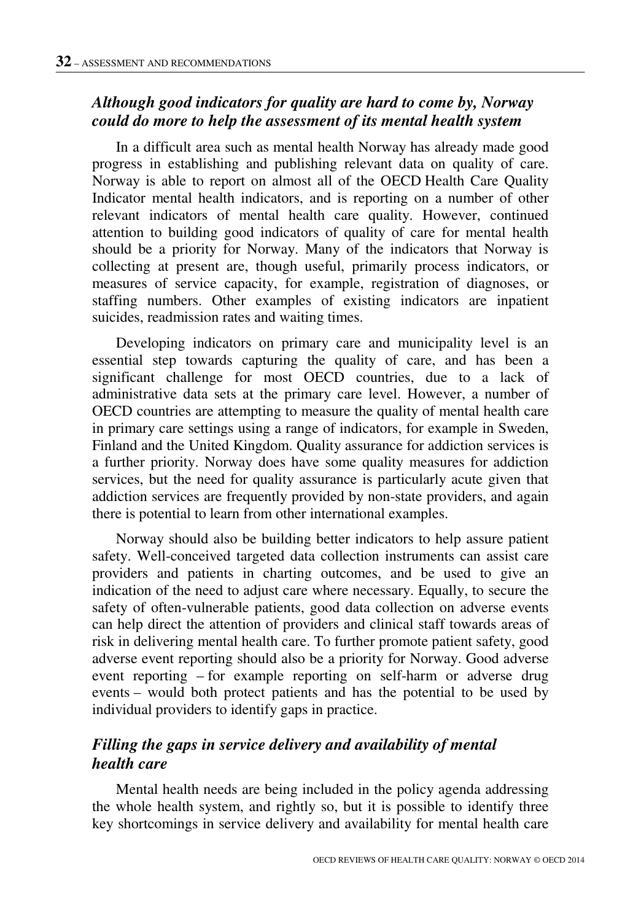### *Although good indicators for quality are hard to come by, Norway could do more to help the assessment of its mental health system*

In a difficult area such as mental health Norway has already made good progress in establishing and publishing relevant data on quality of care. Norway is able to report on almost all of the OECD Health Care Quality Indicator mental health indicators, and is reporting on a number of other relevant indicators of mental health care quality. However, continued attention to building good indicators of quality of care for mental health should be a priority for Norway. Many of the indicators that Norway is collecting at present are, though useful, primarily process indicators, or measures of service capacity, for example, registration of diagnoses, or staffing numbers. Other examples of existing indicators are inpatient suicides, readmission rates and waiting times.

Developing indicators on primary care and municipality level is an essential step towards capturing the quality of care, and has been a significant challenge for most OECD countries, due to a lack of administrative data sets at the primary care level. However, a number of OECD countries are attempting to measure the quality of mental health care in primary care settings using a range of indicators, for example in Sweden, Finland and the United Kingdom. Quality assurance for addiction services is a further priority. Norway does have some quality measures for addiction services, but the need for quality assurance is particularly acute given that addiction services are frequently provided by non-state providers, and again there is potential to learn from other international examples.

Norway should also be building better indicators to help assure patient safety. Well-conceived targeted data collection instruments can assist care providers and patients in charting outcomes, and be used to give an indication of the need to adjust care where necessary. Equally, to secure the safety of often-vulnerable patients, good data collection on adverse events can help direct the attention of providers and clinical staff towards areas of risk in delivering mental health care. To further promote patient safety, good adverse event reporting should also be a priority for Norway. Good adverse event reporting – for example reporting on self-harm or adverse drug events – would both protect patients and has the potential to be used by individual providers to identify gaps in practice.

### *Filling the gaps in service delivery and availability of mental health care*

Mental health needs are being included in the policy agenda addressing the whole health system, and rightly so, but it is possible to identify three key shortcomings in service delivery and availability for mental health care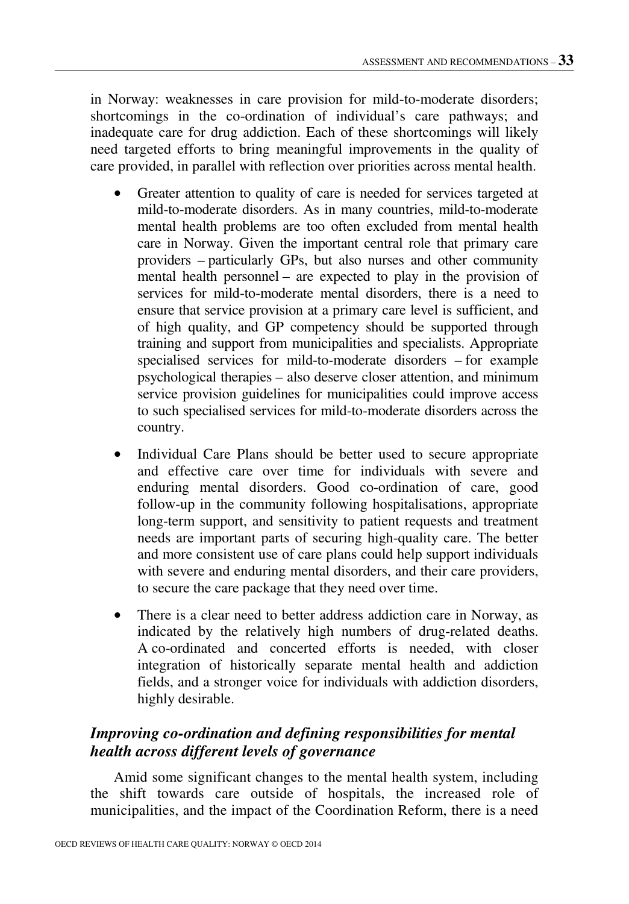in Norway: weaknesses in care provision for mild-to-moderate disorders; shortcomings in the co-ordination of individual's care pathways; and inadequate care for drug addiction. Each of these shortcomings will likely need targeted efforts to bring meaningful improvements in the quality of care provided, in parallel with reflection over priorities across mental health.

- Greater attention to quality of care is needed for services targeted at mild-to-moderate disorders. As in many countries, mild-to-moderate mental health problems are too often excluded from mental health care in Norway. Given the important central role that primary care providers – particularly GPs, but also nurses and other community mental health personnel – are expected to play in the provision of services for mild-to-moderate mental disorders, there is a need to ensure that service provision at a primary care level is sufficient, and of high quality, and GP competency should be supported through training and support from municipalities and specialists. Appropriate specialised services for mild-to-moderate disorders – for example psychological therapies – also deserve closer attention, and minimum service provision guidelines for municipalities could improve access to such specialised services for mild-to-moderate disorders across the country.
- Individual Care Plans should be better used to secure appropriate and effective care over time for individuals with severe and enduring mental disorders. Good co-ordination of care, good follow-up in the community following hospitalisations, appropriate long-term support, and sensitivity to patient requests and treatment needs are important parts of securing high-quality care. The better and more consistent use of care plans could help support individuals with severe and enduring mental disorders, and their care providers, to secure the care package that they need over time.
- There is a clear need to better address addiction care in Norway, as indicated by the relatively high numbers of drug-related deaths. A co-ordinated and concerted efforts is needed, with closer integration of historically separate mental health and addiction fields, and a stronger voice for individuals with addiction disorders, highly desirable.

### *Improving co-ordination and defining responsibilities for mental health across different levels of governance*

Amid some significant changes to the mental health system, including the shift towards care outside of hospitals, the increased role of municipalities, and the impact of the Coordination Reform, there is a need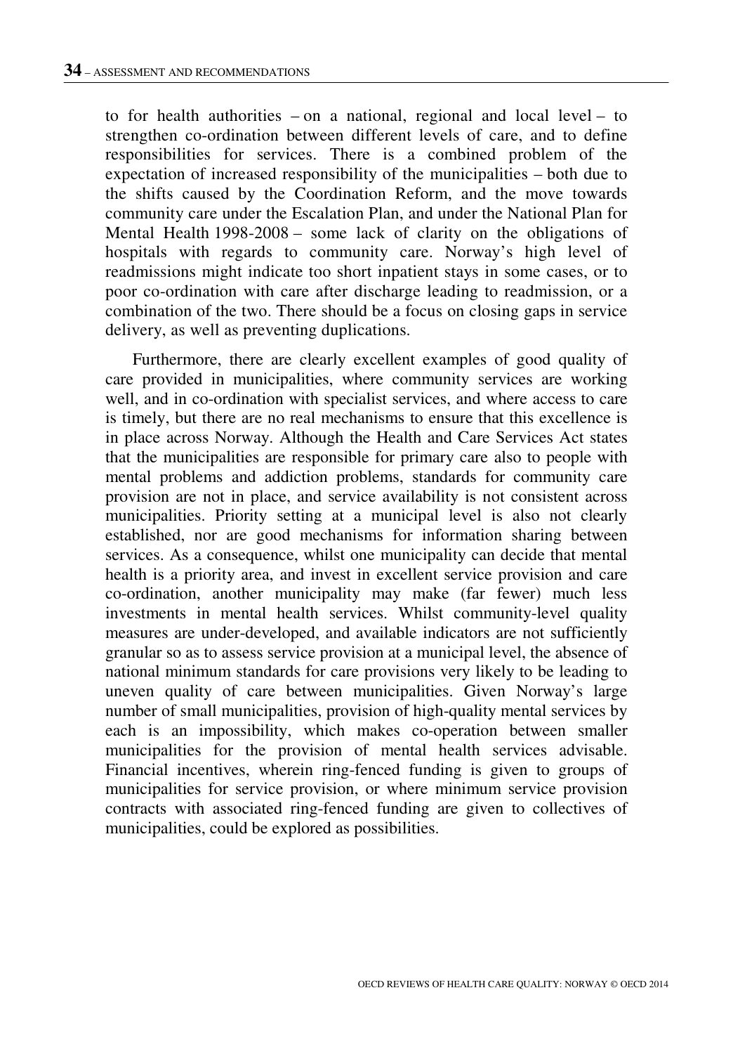to for health authorities – on a national, regional and local level – to strengthen co-ordination between different levels of care, and to define responsibilities for services. There is a combined problem of the expectation of increased responsibility of the municipalities – both due to the shifts caused by the Coordination Reform, and the move towards community care under the Escalation Plan, and under the National Plan for Mental Health 1998-2008 – some lack of clarity on the obligations of hospitals with regards to community care. Norway's high level of readmissions might indicate too short inpatient stays in some cases, or to poor co-ordination with care after discharge leading to readmission, or a combination of the two. There should be a focus on closing gaps in service delivery, as well as preventing duplications.

Furthermore, there are clearly excellent examples of good quality of care provided in municipalities, where community services are working well, and in co-ordination with specialist services, and where access to care is timely, but there are no real mechanisms to ensure that this excellence is in place across Norway. Although the Health and Care Services Act states that the municipalities are responsible for primary care also to people with mental problems and addiction problems, standards for community care provision are not in place, and service availability is not consistent across municipalities. Priority setting at a municipal level is also not clearly established, nor are good mechanisms for information sharing between services. As a consequence, whilst one municipality can decide that mental health is a priority area, and invest in excellent service provision and care co-ordination, another municipality may make (far fewer) much less investments in mental health services. Whilst community-level quality measures are under-developed, and available indicators are not sufficiently granular so as to assess service provision at a municipal level, the absence of national minimum standards for care provisions very likely to be leading to uneven quality of care between municipalities. Given Norway's large number of small municipalities, provision of high-quality mental services by each is an impossibility, which makes co-operation between smaller municipalities for the provision of mental health services advisable. Financial incentives, wherein ring-fenced funding is given to groups of municipalities for service provision, or where minimum service provision contracts with associated ring-fenced funding are given to collectives of municipalities, could be explored as possibilities.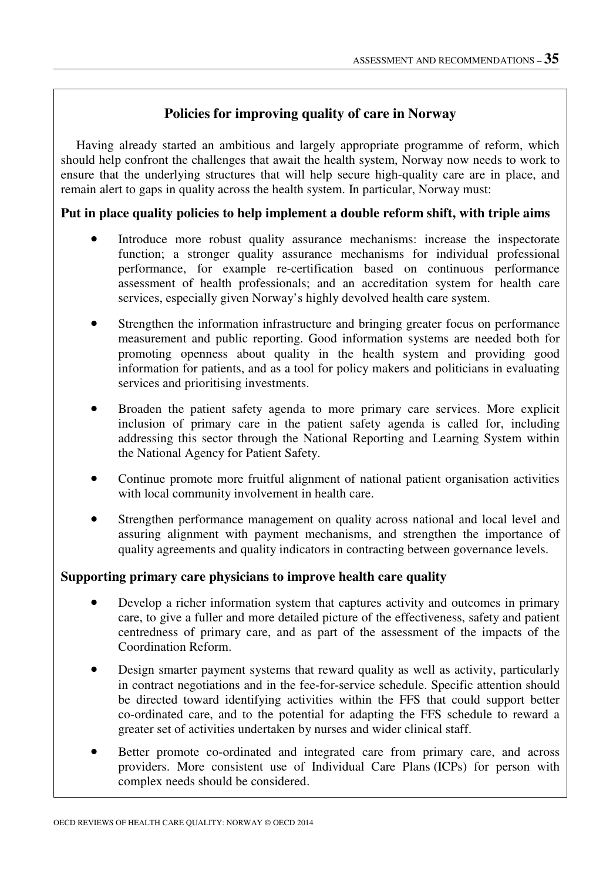## Policies for improving quality of care in Norway

Having already started an ambitious and largely appropriate programme of reform, which should help confront the challenges that await the health system, Norway now needs to work to ensure that the underlying structures that will help secure high-quality care are in place, and remain alert to gaps in quality across the health system. In particular, Norway must:

### Put in place quality policies to help implement a double reform shift, with triple aims

- Introduce more robust quality assurance mechanisms: increase the inspectorate function; a stronger quality assurance mechanisms for individual professional performance, for example re-certification based on continuous performance assessment of health professionals; and an accreditation system for health care services, especially given Norway's highly devolved health care system.
- Strengthen the information infrastructure and bringing greater focus on performance measurement and public reporting. Good information systems are needed both for promoting openness about quality in the health system and providing good information for patients, and as a tool for policy makers and politicians in evaluating services and prioritising investments.
- Broaden the patient safety agenda to more primary care services. More explicit inclusion of primary care in the patient safety agenda is called for, including addressing this sector through the National Reporting and Learning System within the National Agency for Patient Safety.
- Continue promote more fruitful alignment of national patient organisation activities with local community involvement in health care.
- Strengthen performance management on quality across national and local level and assuring alignment with payment mechanisms, and strengthen the importance of quality agreements and quality indicators in contracting between governance levels.

### Supporting primary care physicians to improve health care quality

- Develop a richer information system that captures activity and outcomes in primary care, to give a fuller and more detailed picture of the effectiveness, safety and patient centredness of primary care, and as part of the assessment of the impacts of the Coordination Reform.
- Design smarter payment systems that reward quality as well as activity, particularly in contract negotiations and in the fee-for-service schedule. Specific attention should be directed toward identifying activities within the FFS that could support better co-ordinated care, and to the potential for adapting the FFS schedule to reward a greater set of activities undertaken by nurses and wider clinical staff.
- Better promote co-ordinated and integrated care from primary care, and across providers. More consistent use of Individual Care Plans (ICPs) for person with complex needs should be considered.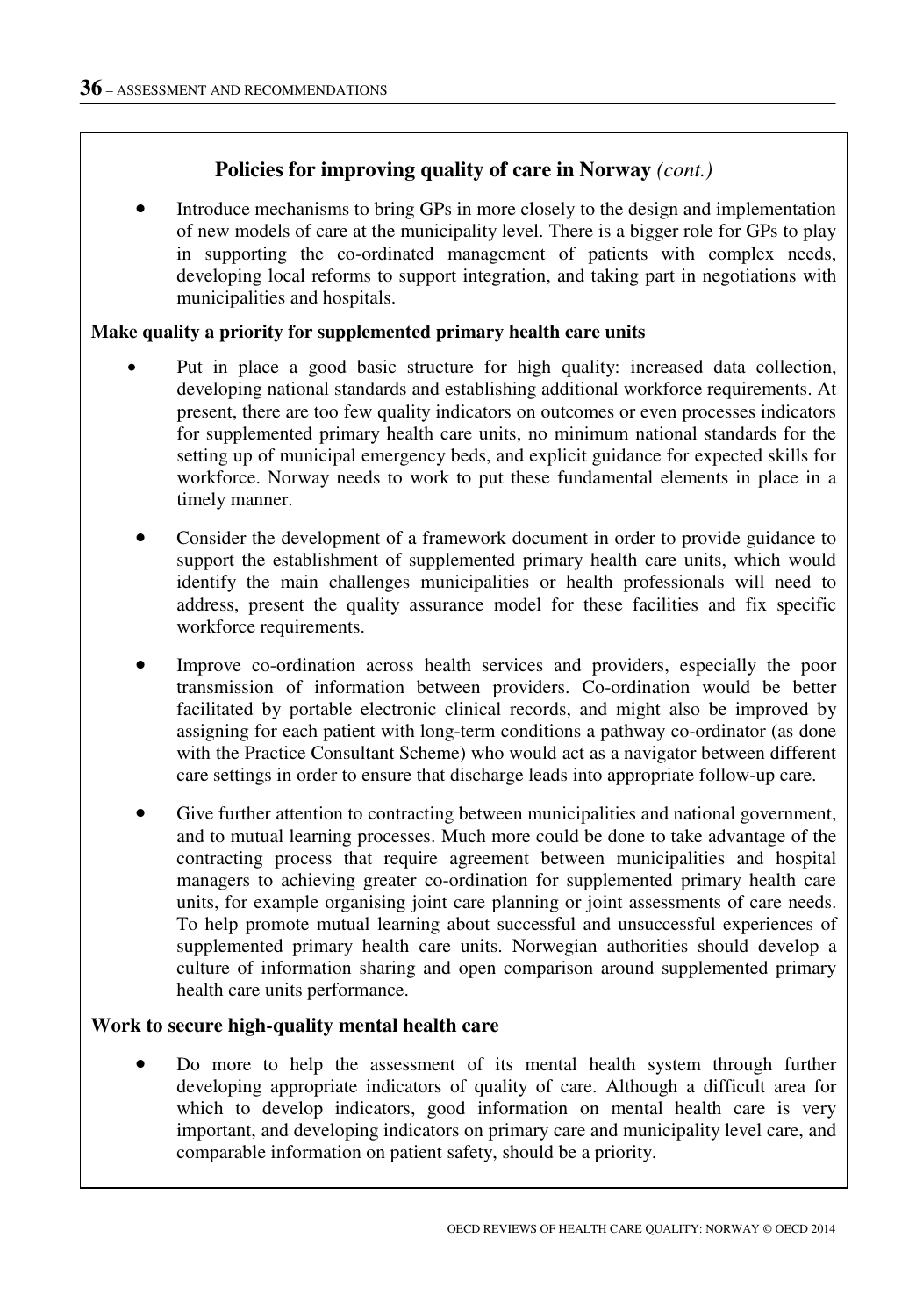## Policies for improving quality of care in Norway *(cont.)*

- Introduce mechanisms to bring GPs in more closely to the design and implementation of new models of care at the municipality level. There is a bigger role for GPs to play in supporting the co-ordinated management of patients with complex needs, developing local reforms to support integration, and taking part in negotiations with municipalities and hospitals.

**Make quality a priority for supplemented primary health care units**

- Put in place a good basic structure for high quality: increased data collection, developing national standards and establishing additional workforce requirements. At present, there are too few quality indicators on outcomes or even processes indicators for supplemented primary health care units, no minimum national standards for the setting up of municipal emergency beds, and explicit guidance for expected skills for workforce. Norway needs to work to put these fundamental elements in place in a timely manner.
- Consider the development of a framework document in order to provide guidance to support the establishment of supplemented primary health care units, which would identify the main challenges municipalities or health professionals will need to address, present the quality assurance model for these facilities and fix specific workforce requirements.
- Improve co-ordination across health services and providers, especially the poor transmission of information between providers. Co-ordination would be better facilitated by portable electronic clinical records, and might also be improved by assigning for each patient with long-term conditions a pathway co-ordinator (as done with the Practice Consultant Scheme) who would act as a navigator between different care settings in order to ensure that discharge leads into appropriate follow-up care.
- Give further attention to contracting between municipalities and national government, and to mutual learning processes. Much more could be done to take advantage of the contracting process that require agreement between municipalities and hospital managers to achieving greater co-ordination for supplemented primary health care units, for example organising joint care planning or joint assessments of care needs. To help promote mutual learning about successful and unsuccessful experiences of supplemented primary health care units. Norwegian authorities should develop a culture of information sharing and open comparison around supplemented primary health care units performance.

**Work to secure high-quality mental health care**

- Do more to help the assessment of its mental health system through further developing appropriate indicators of quality of care. Although a difficult area for which to develop indicators, good information on mental health care is very important, and developing indicators on primary care and municipality level care, and comparable information on patient safety, should be a priority.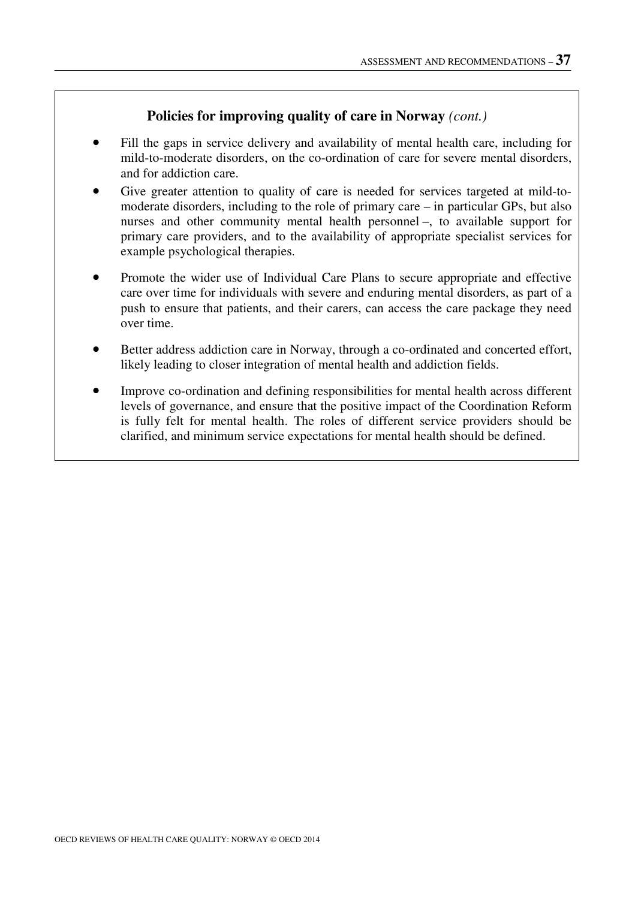## Policies for improving quality of care in Norway *(cont.)*

- Fill the gaps in service delivery and availability of mental health care, including for mild-to-moderate disorders, on the co-ordination of care for severe mental disorders, and for addiction care.
- Give greater attention to quality of care is needed for services targeted at mild-to-moderate disorders, including to the role of primary care – in particular GPs, but also nurses and other community mental health personnel –, to available support for primary care providers, and to the availability of appropriate specialist services for example psychological therapies.
- Promote the wider use of Individual Care Plans to secure appropriate and effective care over time for individuals with severe and enduring mental disorders, as part of a push to ensure that patients, and their carers, can access the care package they need over time.
- Better address addiction care in Norway, through a co-ordinated and concerted effort, likely leading to closer integration of mental health and addiction fields.
- Improve co-ordination and defining responsibilities for mental health across different levels of governance, and ensure that the positive impact of the Coordination Reform is fully felt for mental health. The roles of different service providers should be clarified, and minimum service expectations for mental health should be defined.